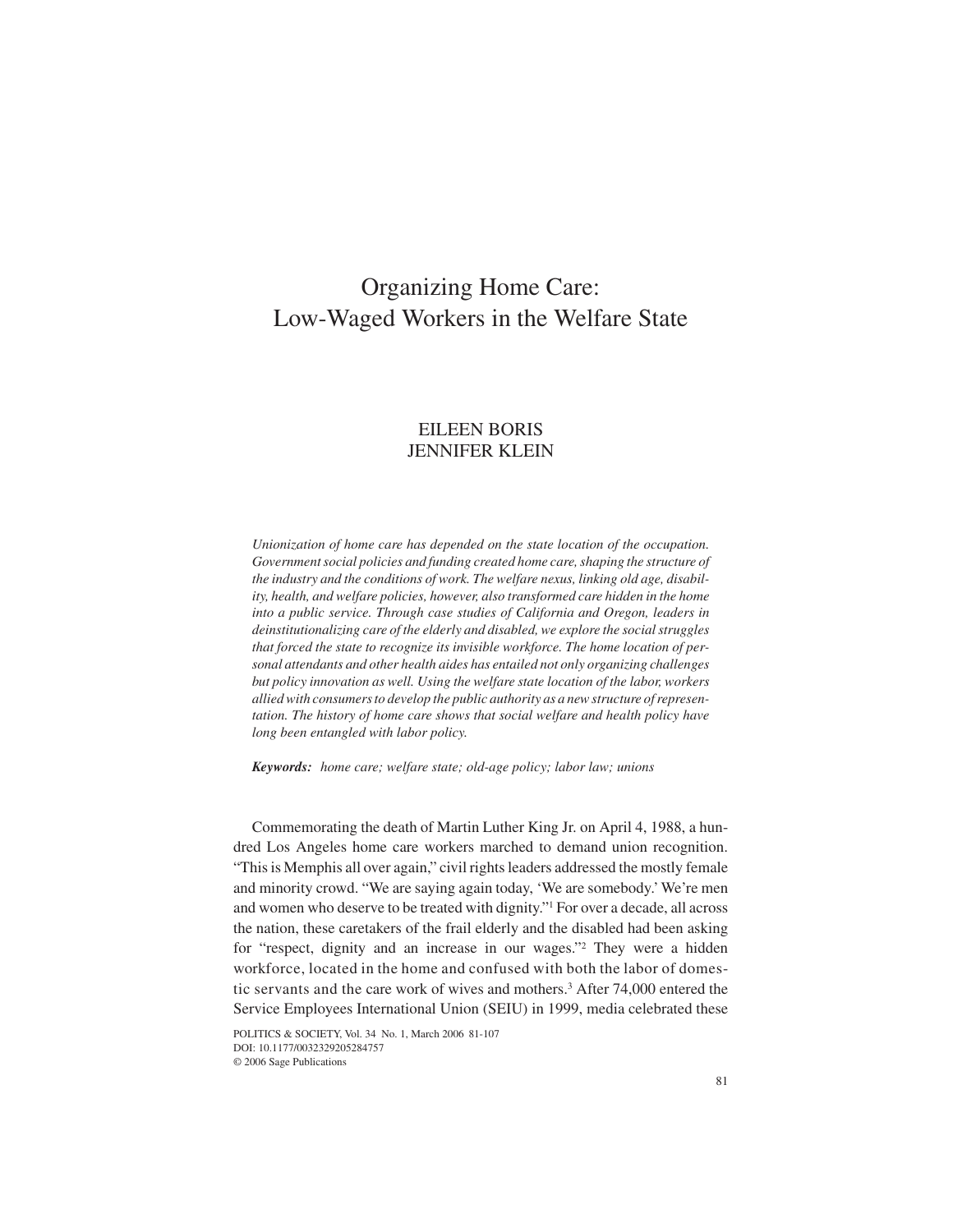# Organizing Home Care: Low-Waged Workers in the Welfare State

EILEEN BORIS
JENNIFER KLEIN

*Unionization of home care has depended on the state location of the occupation. Government social policies and funding created home care, shaping the structure of the industry and the conditions of work. The welfare nexus, linking old age, disability, health, and welfare policies, however, also transformed care hidden in the home into a public service. Through case studies of California and Oregon, leaders in deinstitutionalizing care of the elderly and disabled, we explore the social struggles that forced the state to recognize its invisible workforce. The home location of personal attendants and other health aides has entailed not only organizing challenges but policy innovation as well. Using the welfare state location of the labor, workers allied with consumers to develop the public authority as a new structure of representation. The history of home care shows that social welfare and health policy have long been entangled with labor policy.*

***Keywords:*** *home care; welfare state; old-age policy; labor law; unions*

Commemorating the death of Martin Luther King Jr. on April 4, 1988, a hundred Los Angeles home care workers marched to demand union recognition. "This is Memphis all over again," civil rights leaders addressed the mostly female and minority crowd. "We are saying again today, 'We are somebody.' We're men and women who deserve to be treated with dignity."[1] For over a decade, all across the nation, these caretakers of the frail elderly and the disabled had been asking for "respect, dignity and an increase in our wages."[2] They were a hidden workforce, located in the home and confused with both the labor of domestic servants and the care work of wives and mothers.[3] After 74,000 entered the Service Employees International Union (SEIU) in 1999, media celebrated these

POLITICS & SOCIETY, Vol. 34 No. 1, March 2006 81-107
DOI: 10.1177/0032329205284757
© 2006 Sage Publications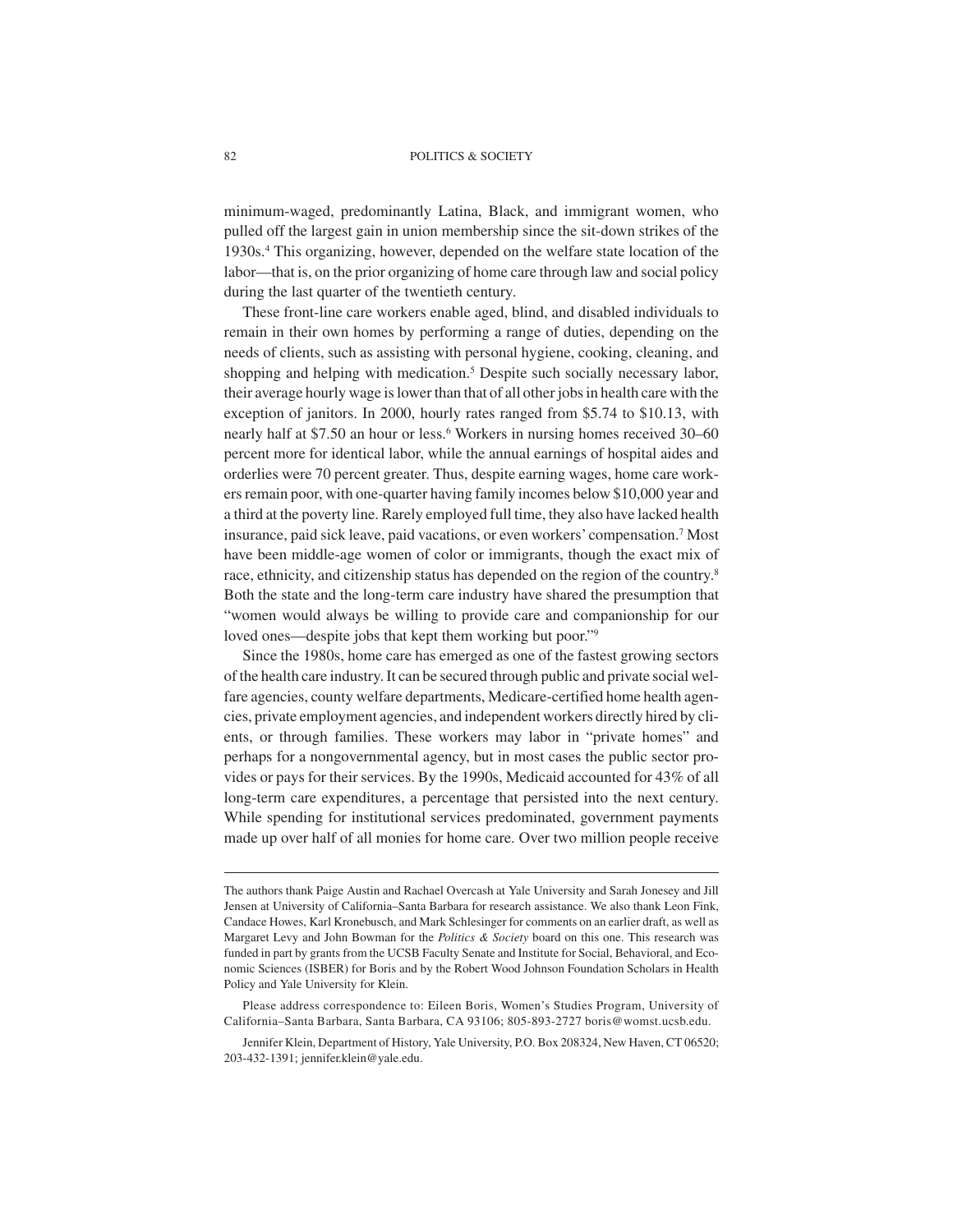minimum-waged, predominantly Latina, Black, and immigrant women, who pulled off the largest gain in union membership since the sit-down strikes of the 1930s.[4] This organizing, however, depended on the welfare state location of the labor—that is, on the prior organizing of home care through law and social policy during the last quarter of the twentieth century.

These front-line care workers enable aged, blind, and disabled individuals to remain in their own homes by performing a range of duties, depending on the needs of clients, such as assisting with personal hygiene, cooking, cleaning, and shopping and helping with medication.[5] Despite such socially necessary labor, their average hourly wage is lower than that of all other jobs in health care with the exception of janitors. In 2000, hourly rates ranged from $5.74 to $10.13, with nearly half at $7.50 an hour or less.[6] Workers in nursing homes received 30–60 percent more for identical labor, while the annual earnings of hospital aides and orderlies were 70 percent greater. Thus, despite earning wages, home care workers remain poor, with one-quarter having family incomes below $10,000 year and a third at the poverty line. Rarely employed full time, they also have lacked health insurance, paid sick leave, paid vacations, or even workers' compensation.[7] Most have been middle-age women of color or immigrants, though the exact mix of race, ethnicity, and citizenship status has depended on the region of the country.[8] Both the state and the long-term care industry have shared the presumption that "women would always be willing to provide care and companionship for our loved ones—despite jobs that kept them working but poor."[9]

Since the 1980s, home care has emerged as one of the fastest growing sectors of the health care industry. It can be secured through public and private social welfare agencies, county welfare departments, Medicare-certified home health agencies, private employment agencies, and independent workers directly hired by clients, or through families. These workers may labor in "private homes" and perhaps for a nongovernmental agency, but in most cases the public sector provides or pays for their services. By the 1990s, Medicaid accounted for 43% of all long-term care expenditures, a percentage that persisted into the next century. While spending for institutional services predominated, government payments made up over half of all monies for home care. Over two million people receive

---

The authors thank Paige Austin and Rachael Overcash at Yale University and Sarah Jonesey and Jill Jensen at University of California–Santa Barbara for research assistance. We also thank Leon Fink, Candace Howes, Karl Kronebusch, and Mark Schlesinger for comments on an earlier draft, as well as Margaret Levy and John Bowman for the *Politics & Society* board on this one. This research was funded in part by grants from the UCSB Faculty Senate and Institute for Social, Behavioral, and Economic Sciences (ISBER) for Boris and by the Robert Wood Johnson Foundation Scholars in Health Policy and Yale University for Klein.

Please address correspondence to: Eileen Boris, Women's Studies Program, University of California–Santa Barbara, Santa Barbara, CA 93106; 805-893-2727 boris@womst.ucsb.edu.

Jennifer Klein, Department of History, Yale University, P.O. Box 208324, New Haven, CT 06520; 203-432-1391; jennifer.klein@yale.edu.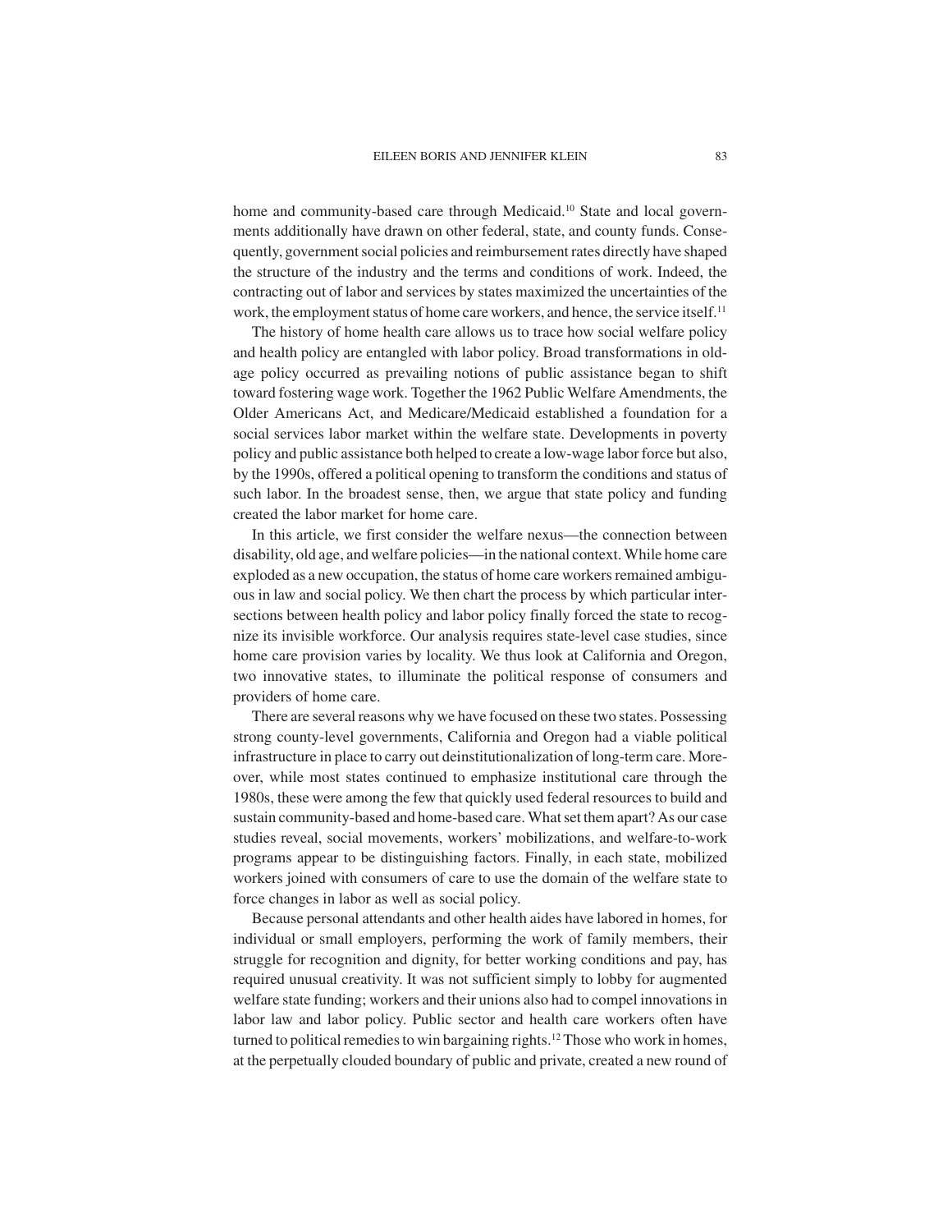home and community-based care through Medicaid.[10] State and local governments additionally have drawn on other federal, state, and county funds. Consequently, government social policies and reimbursement rates directly have shaped the structure of the industry and the terms and conditions of work. Indeed, the contracting out of labor and services by states maximized the uncertainties of the work, the employment status of home care workers, and hence, the service itself.[11]

The history of home health care allows us to trace how social welfare policy and health policy are entangled with labor policy. Broad transformations in old-age policy occurred as prevailing notions of public assistance began to shift toward fostering wage work. Together the 1962 Public Welfare Amendments, the Older Americans Act, and Medicare/Medicaid established a foundation for a social services labor market within the welfare state. Developments in poverty policy and public assistance both helped to create a low-wage labor force but also, by the 1990s, offered a political opening to transform the conditions and status of such labor. In the broadest sense, then, we argue that state policy and funding created the labor market for home care.

In this article, we first consider the welfare nexus—the connection between disability, old age, and welfare policies—in the national context. While home care exploded as a new occupation, the status of home care workers remained ambiguous in law and social policy. We then chart the process by which particular intersections between health policy and labor policy finally forced the state to recognize its invisible workforce. Our analysis requires state-level case studies, since home care provision varies by locality. We thus look at California and Oregon, two innovative states, to illuminate the political response of consumers and providers of home care.

There are several reasons why we have focused on these two states. Possessing strong county-level governments, California and Oregon had a viable political infrastructure in place to carry out deinstitutionalization of long-term care. Moreover, while most states continued to emphasize institutional care through the 1980s, these were among the few that quickly used federal resources to build and sustain community-based and home-based care. What set them apart? As our case studies reveal, social movements, workers' mobilizations, and welfare-to-work programs appear to be distinguishing factors. Finally, in each state, mobilized workers joined with consumers of care to use the domain of the welfare state to force changes in labor as well as social policy.

Because personal attendants and other health aides have labored in homes, for individual or small employers, performing the work of family members, their struggle for recognition and dignity, for better working conditions and pay, has required unusual creativity. It was not sufficient simply to lobby for augmented welfare state funding; workers and their unions also had to compel innovations in labor law and labor policy. Public sector and health care workers often have turned to political remedies to win bargaining rights.[12] Those who work in homes, at the perpetually clouded boundary of public and private, created a new round of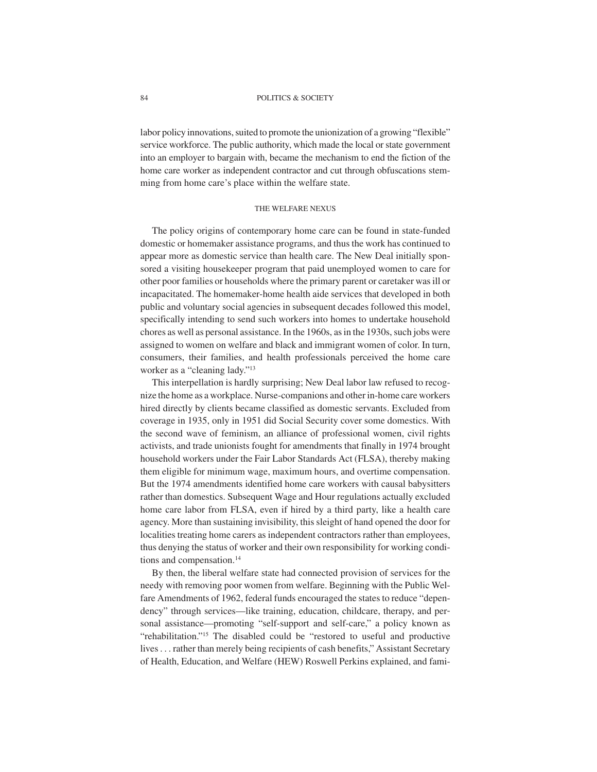labor policy innovations, suited to promote the unionization of a growing "flexible" service workforce. The public authority, which made the local or state government into an employer to bargain with, became the mechanism to end the fiction of the home care worker as independent contractor and cut through obfuscations stemming from home care's place within the welfare state.

## THE WELFARE NEXUS

The policy origins of contemporary home care can be found in state-funded domestic or homemaker assistance programs, and thus the work has continued to appear more as domestic service than health care. The New Deal initially sponsored a visiting housekeeper program that paid unemployed women to care for other poor families or households where the primary parent or caretaker was ill or incapacitated. The homemaker-home health aide services that developed in both public and voluntary social agencies in subsequent decades followed this model, specifically intending to send such workers into homes to undertake household chores as well as personal assistance. In the 1960s, as in the 1930s, such jobs were assigned to women on welfare and black and immigrant women of color. In turn, consumers, their families, and health professionals perceived the home care worker as a "cleaning lady."[13]

This interpellation is hardly surprising; New Deal labor law refused to recognize the home as a workplace. Nurse-companions and other in-home care workers hired directly by clients became classified as domestic servants. Excluded from coverage in 1935, only in 1951 did Social Security cover some domestics. With the second wave of feminism, an alliance of professional women, civil rights activists, and trade unionists fought for amendments that finally in 1974 brought household workers under the Fair Labor Standards Act (FLSA), thereby making them eligible for minimum wage, maximum hours, and overtime compensation. But the 1974 amendments identified home care workers with causal babysitters rather than domestics. Subsequent Wage and Hour regulations actually excluded home care labor from FLSA, even if hired by a third party, like a health care agency. More than sustaining invisibility, this sleight of hand opened the door for localities treating home carers as independent contractors rather than employees, thus denying the status of worker and their own responsibility for working conditions and compensation.[14]

By then, the liberal welfare state had connected provision of services for the needy with removing poor women from welfare. Beginning with the Public Welfare Amendments of 1962, federal funds encouraged the states to reduce "dependency" through services—like training, education, childcare, therapy, and personal assistance—promoting "self-support and self-care," a policy known as "rehabilitation."[15] The disabled could be "restored to useful and productive lives . . . rather than merely being recipients of cash benefits," Assistant Secretary of Health, Education, and Welfare (HEW) Roswell Perkins explained, and fami-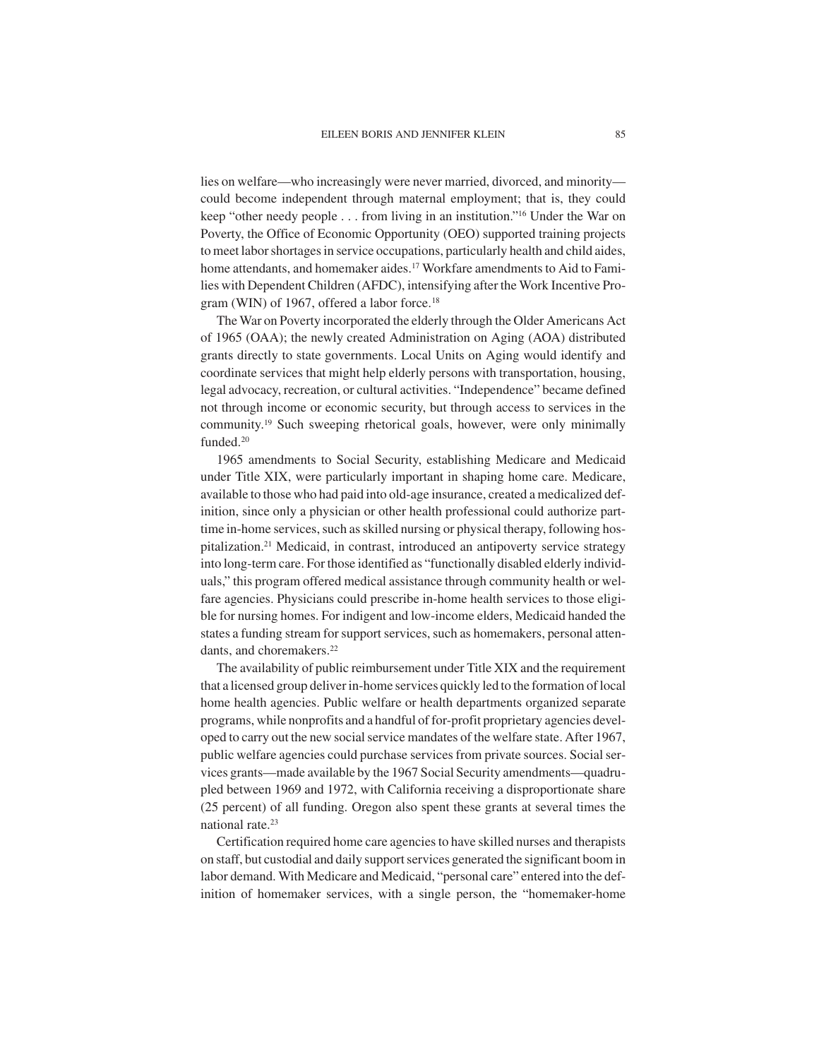lies on welfare—who increasingly were never married, divorced, and minority—could become independent through maternal employment; that is, they could keep "other needy people . . . from living in an institution."[16] Under the War on Poverty, the Office of Economic Opportunity (OEO) supported training projects to meet labor shortages in service occupations, particularly health and child aides, home attendants, and homemaker aides.[17] Workfare amendments to Aid to Families with Dependent Children (AFDC), intensifying after the Work Incentive Program (WIN) of 1967, offered a labor force.[18]

The War on Poverty incorporated the elderly through the Older Americans Act of 1965 (OAA); the newly created Administration on Aging (AOA) distributed grants directly to state governments. Local Units on Aging would identify and coordinate services that might help elderly persons with transportation, housing, legal advocacy, recreation, or cultural activities. "Independence" became defined not through income or economic security, but through access to services in the community.[19] Such sweeping rhetorical goals, however, were only minimally funded.[20]

1965 amendments to Social Security, establishing Medicare and Medicaid under Title XIX, were particularly important in shaping home care. Medicare, available to those who had paid into old-age insurance, created a medicalized definition, since only a physician or other health professional could authorize part-time in-home services, such as skilled nursing or physical therapy, following hospitalization.[21] Medicaid, in contrast, introduced an antipoverty service strategy into long-term care. For those identified as "functionally disabled elderly individuals," this program offered medical assistance through community health or welfare agencies. Physicians could prescribe in-home health services to those eligible for nursing homes. For indigent and low-income elders, Medicaid handed the states a funding stream for support services, such as homemakers, personal attendants, and choremakers.[22]

The availability of public reimbursement under Title XIX and the requirement that a licensed group deliver in-home services quickly led to the formation of local home health agencies. Public welfare or health departments organized separate programs, while nonprofits and a handful of for-profit proprietary agencies developed to carry out the new social service mandates of the welfare state. After 1967, public welfare agencies could purchase services from private sources. Social services grants—made available by the 1967 Social Security amendments—quadrupled between 1969 and 1972, with California receiving a disproportionate share (25 percent) of all funding. Oregon also spent these grants at several times the national rate.[23]

Certification required home care agencies to have skilled nurses and therapists on staff, but custodial and daily support services generated the significant boom in labor demand. With Medicare and Medicaid, "personal care" entered into the definition of homemaker services, with a single person, the "homemaker-home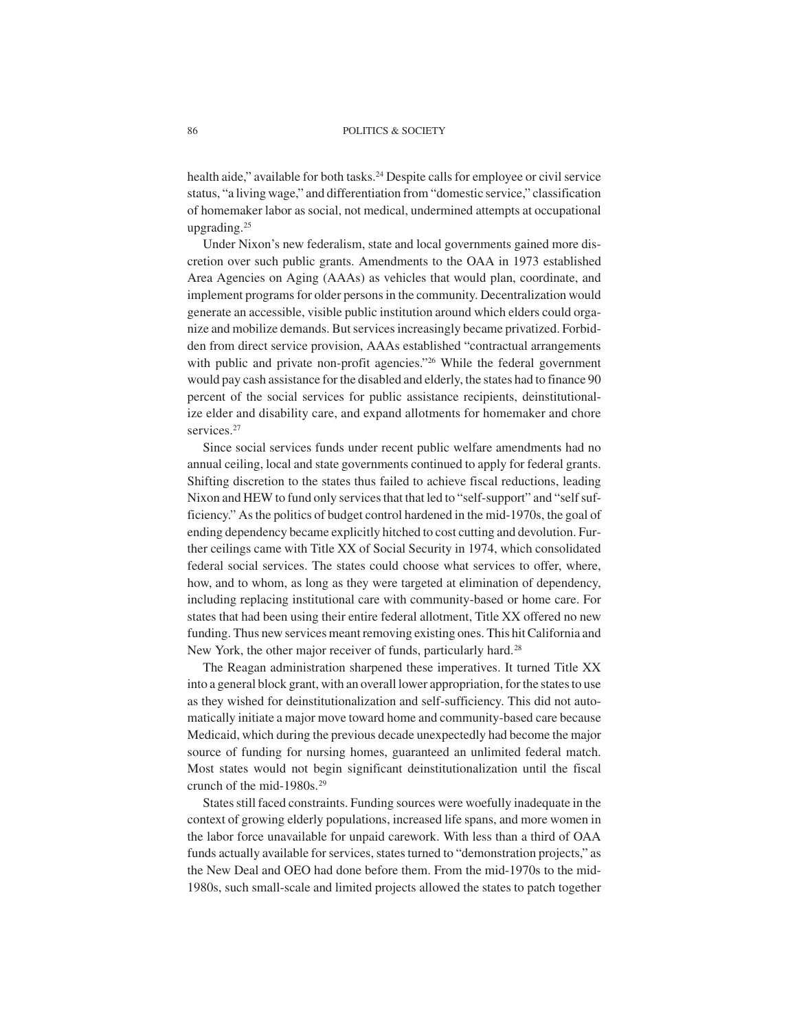health aide," available for both tasks.[24] Despite calls for employee or civil service status, "a living wage," and differentiation from "domestic service," classification of homemaker labor as social, not medical, undermined attempts at occupational upgrading.[25]

Under Nixon's new federalism, state and local governments gained more discretion over such public grants. Amendments to the OAA in 1973 established Area Agencies on Aging (AAAs) as vehicles that would plan, coordinate, and implement programs for older persons in the community. Decentralization would generate an accessible, visible public institution around which elders could organize and mobilize demands. But services increasingly became privatized. Forbidden from direct service provision, AAAs established "contractual arrangements with public and private non-profit agencies."[26] While the federal government would pay cash assistance for the disabled and elderly, the states had to finance 90 percent of the social services for public assistance recipients, deinstitutionalize elder and disability care, and expand allotments for homemaker and chore services.[27]

Since social services funds under recent public welfare amendments had no annual ceiling, local and state governments continued to apply for federal grants. Shifting discretion to the states thus failed to achieve fiscal reductions, leading Nixon and HEW to fund only services that that led to "self-support" and "self sufficiency." As the politics of budget control hardened in the mid-1970s, the goal of ending dependency became explicitly hitched to cost cutting and devolution. Further ceilings came with Title XX of Social Security in 1974, which consolidated federal social services. The states could choose what services to offer, where, how, and to whom, as long as they were targeted at elimination of dependency, including replacing institutional care with community-based or home care. For states that had been using their entire federal allotment, Title XX offered no new funding. Thus new services meant removing existing ones. This hit California and New York, the other major receiver of funds, particularly hard.[28]

The Reagan administration sharpened these imperatives. It turned Title XX into a general block grant, with an overall lower appropriation, for the states to use as they wished for deinstitutionalization and self-sufficiency. This did not automatically initiate a major move toward home and community-based care because Medicaid, which during the previous decade unexpectedly had become the major source of funding for nursing homes, guaranteed an unlimited federal match. Most states would not begin significant deinstitutionalization until the fiscal crunch of the mid-1980s.[29]

States still faced constraints. Funding sources were woefully inadequate in the context of growing elderly populations, increased life spans, and more women in the labor force unavailable for unpaid carework. With less than a third of OAA funds actually available for services, states turned to "demonstration projects," as the New Deal and OEO had done before them. From the mid-1970s to the mid-1980s, such small-scale and limited projects allowed the states to patch together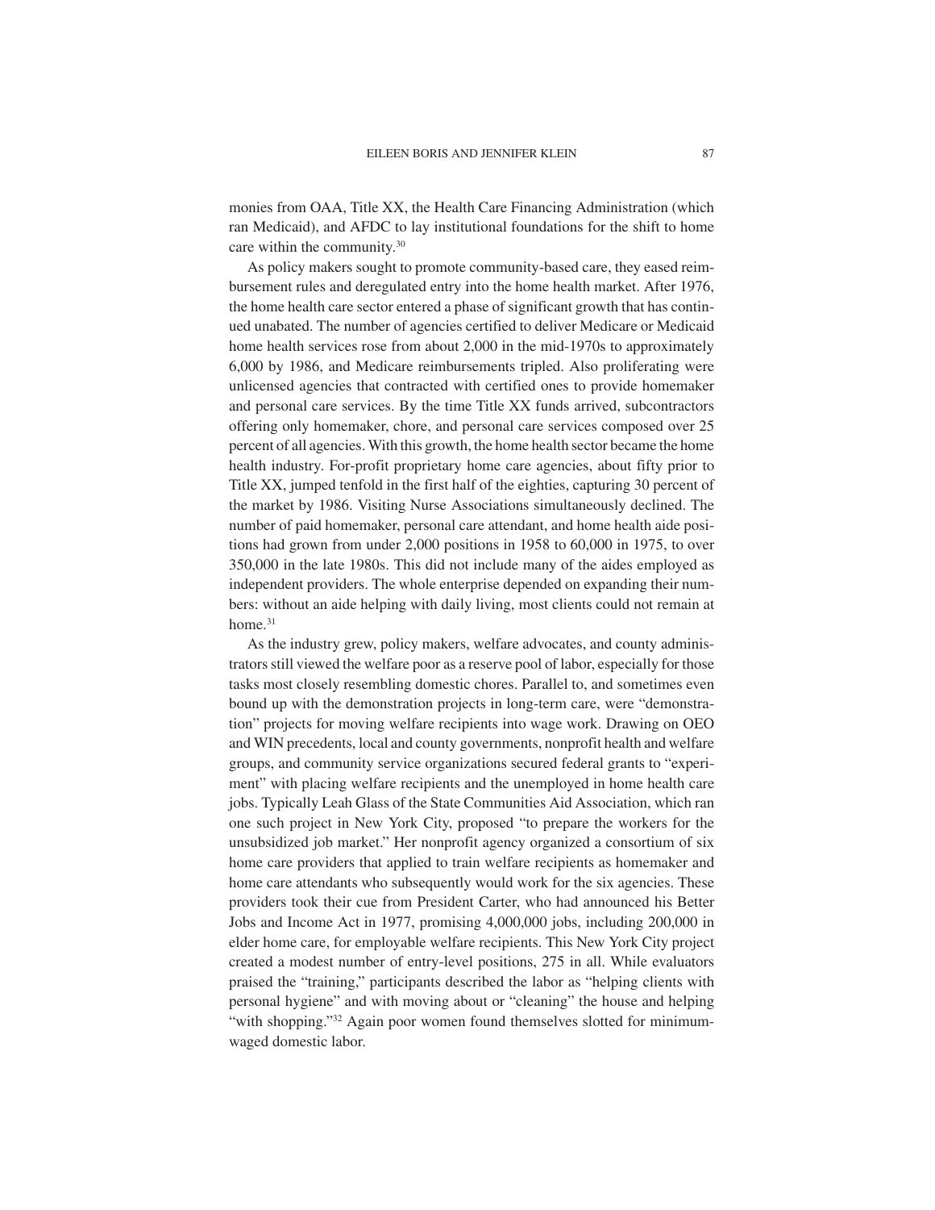monies from OAA, Title XX, the Health Care Financing Administration (which ran Medicaid), and AFDC to lay institutional foundations for the shift to home care within the community.[30]

As policy makers sought to promote community-based care, they eased reimbursement rules and deregulated entry into the home health market. After 1976, the home health care sector entered a phase of significant growth that has continued unabated. The number of agencies certified to deliver Medicare or Medicaid home health services rose from about 2,000 in the mid-1970s to approximately 6,000 by 1986, and Medicare reimbursements tripled. Also proliferating were unlicensed agencies that contracted with certified ones to provide homemaker and personal care services. By the time Title XX funds arrived, subcontractors offering only homemaker, chore, and personal care services composed over 25 percent of all agencies. With this growth, the home health sector became the home health industry. For-profit proprietary home care agencies, about fifty prior to Title XX, jumped tenfold in the first half of the eighties, capturing 30 percent of the market by 1986. Visiting Nurse Associations simultaneously declined. The number of paid homemaker, personal care attendant, and home health aide positions had grown from under 2,000 positions in 1958 to 60,000 in 1975, to over 350,000 in the late 1980s. This did not include many of the aides employed as independent providers. The whole enterprise depended on expanding their numbers: without an aide helping with daily living, most clients could not remain at home.[31]

As the industry grew, policy makers, welfare advocates, and county administrators still viewed the welfare poor as a reserve pool of labor, especially for those tasks most closely resembling domestic chores. Parallel to, and sometimes even bound up with the demonstration projects in long-term care, were "demonstration" projects for moving welfare recipients into wage work. Drawing on OEO and WIN precedents, local and county governments, nonprofit health and welfare groups, and community service organizations secured federal grants to "experiment" with placing welfare recipients and the unemployed in home health care jobs. Typically Leah Glass of the State Communities Aid Association, which ran one such project in New York City, proposed "to prepare the workers for the unsubsidized job market." Her nonprofit agency organized a consortium of six home care providers that applied to train welfare recipients as homemaker and home care attendants who subsequently would work for the six agencies. These providers took their cue from President Carter, who had announced his Better Jobs and Income Act in 1977, promising 4,000,000 jobs, including 200,000 in elder home care, for employable welfare recipients. This New York City project created a modest number of entry-level positions, 275 in all. While evaluators praised the "training," participants described the labor as "helping clients with personal hygiene" and with moving about or "cleaning" the house and helping "with shopping."[32] Again poor women found themselves slotted for minimum-waged domestic labor.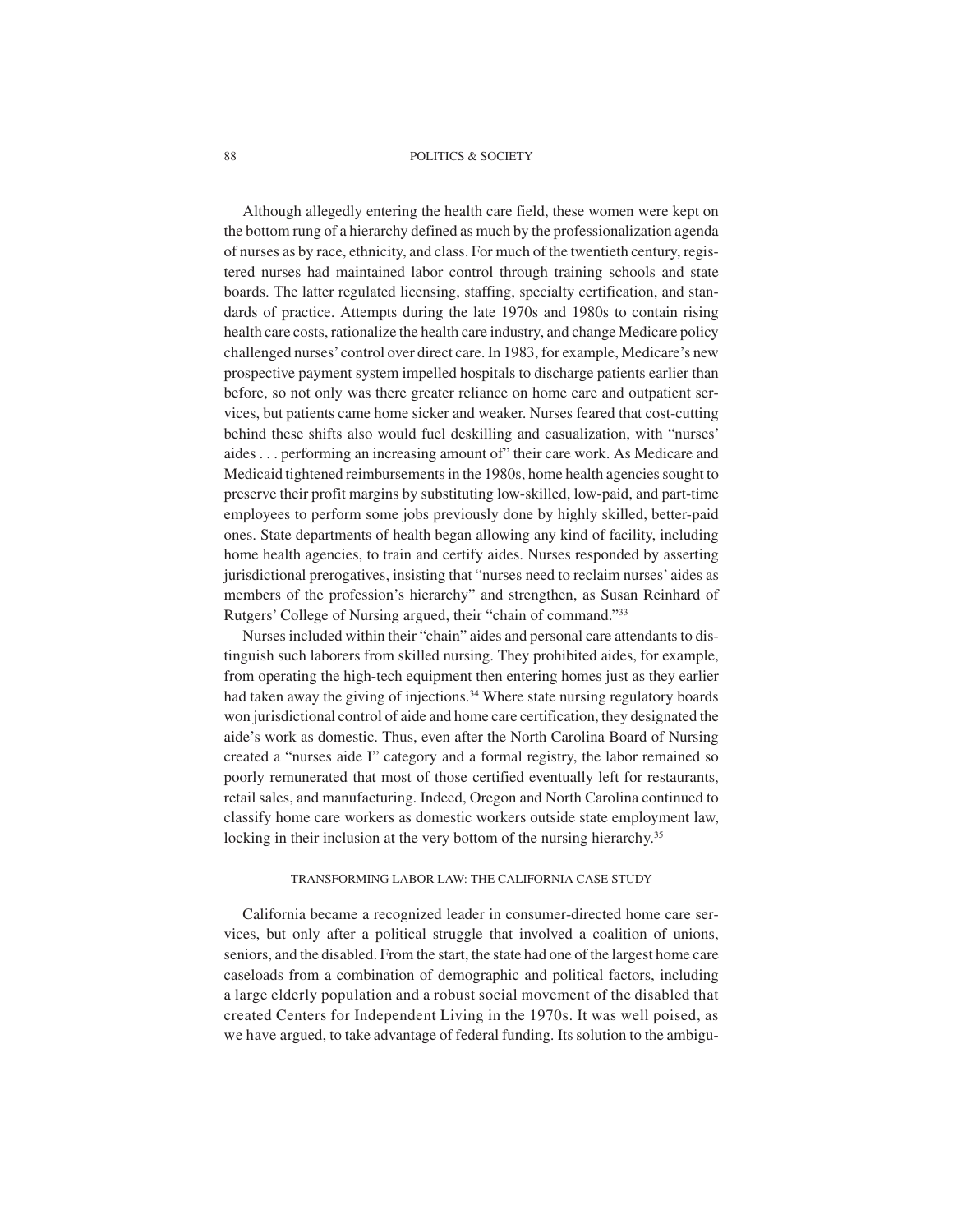Although allegedly entering the health care field, these women were kept on the bottom rung of a hierarchy defined as much by the professionalization agenda of nurses as by race, ethnicity, and class. For much of the twentieth century, registered nurses had maintained labor control through training schools and state boards. The latter regulated licensing, staffing, specialty certification, and standards of practice. Attempts during the late 1970s and 1980s to contain rising health care costs, rationalize the health care industry, and change Medicare policy challenged nurses' control over direct care. In 1983, for example, Medicare's new prospective payment system impelled hospitals to discharge patients earlier than before, so not only was there greater reliance on home care and outpatient services, but patients came home sicker and weaker. Nurses feared that cost-cutting behind these shifts also would fuel deskilling and casualization, with "nurses' aides . . . performing an increasing amount of" their care work. As Medicare and Medicaid tightened reimbursements in the 1980s, home health agencies sought to preserve their profit margins by substituting low-skilled, low-paid, and part-time employees to perform some jobs previously done by highly skilled, better-paid ones. State departments of health began allowing any kind of facility, including home health agencies, to train and certify aides. Nurses responded by asserting jurisdictional prerogatives, insisting that "nurses need to reclaim nurses' aides as members of the profession's hierarchy" and strengthen, as Susan Reinhard of Rutgers' College of Nursing argued, their "chain of command."[33]

Nurses included within their "chain" aides and personal care attendants to distinguish such laborers from skilled nursing. They prohibited aides, for example, from operating the high-tech equipment then entering homes just as they earlier had taken away the giving of injections.[34] Where state nursing regulatory boards won jurisdictional control of aide and home care certification, they designated the aide's work as domestic. Thus, even after the North Carolina Board of Nursing created a "nurses aide I" category and a formal registry, the labor remained so poorly remunerated that most of those certified eventually left for restaurants, retail sales, and manufacturing. Indeed, Oregon and North Carolina continued to classify home care workers as domestic workers outside state employment law, locking in their inclusion at the very bottom of the nursing hierarchy.[35]

## TRANSFORMING LABOR LAW: THE CALIFORNIA CASE STUDY

California became a recognized leader in consumer-directed home care services, but only after a political struggle that involved a coalition of unions, seniors, and the disabled. From the start, the state had one of the largest home care caseloads from a combination of demographic and political factors, including a large elderly population and a robust social movement of the disabled that created Centers for Independent Living in the 1970s. It was well poised, as we have argued, to take advantage of federal funding. Its solution to the ambigu-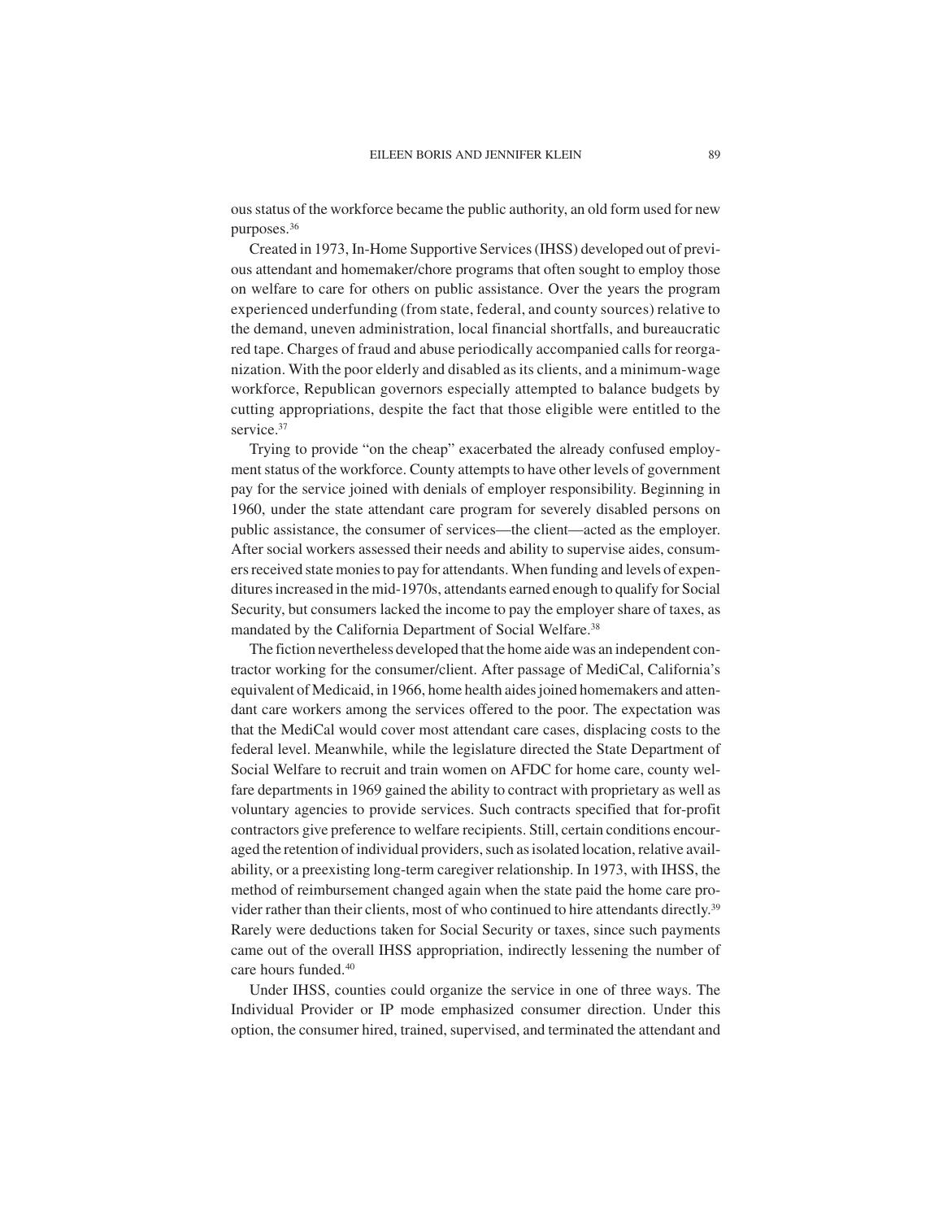ous status of the workforce became the public authority, an old form used for new purposes.[36]

Created in 1973, In-Home Supportive Services (IHSS) developed out of previous attendant and homemaker/chore programs that often sought to employ those on welfare to care for others on public assistance. Over the years the program experienced underfunding (from state, federal, and county sources) relative to the demand, uneven administration, local financial shortfalls, and bureaucratic red tape. Charges of fraud and abuse periodically accompanied calls for reorganization. With the poor elderly and disabled as its clients, and a minimum-wage workforce, Republican governors especially attempted to balance budgets by cutting appropriations, despite the fact that those eligible were entitled to the service.[37]

Trying to provide "on the cheap" exacerbated the already confused employment status of the workforce. County attempts to have other levels of government pay for the service joined with denials of employer responsibility. Beginning in 1960, under the state attendant care program for severely disabled persons on public assistance, the consumer of services—the client—acted as the employer. After social workers assessed their needs and ability to supervise aides, consumers received state monies to pay for attendants. When funding and levels of expenditures increased in the mid-1970s, attendants earned enough to qualify for Social Security, but consumers lacked the income to pay the employer share of taxes, as mandated by the California Department of Social Welfare.[38]

The fiction nevertheless developed that the home aide was an independent contractor working for the consumer/client. After passage of MediCal, California's equivalent of Medicaid, in 1966, home health aides joined homemakers and attendant care workers among the services offered to the poor. The expectation was that the MediCal would cover most attendant care cases, displacing costs to the federal level. Meanwhile, while the legislature directed the State Department of Social Welfare to recruit and train women on AFDC for home care, county welfare departments in 1969 gained the ability to contract with proprietary as well as voluntary agencies to provide services. Such contracts specified that for-profit contractors give preference to welfare recipients. Still, certain conditions encouraged the retention of individual providers, such as isolated location, relative availability, or a preexisting long-term caregiver relationship. In 1973, with IHSS, the method of reimbursement changed again when the state paid the home care provider rather than their clients, most of who continued to hire attendants directly.[39] Rarely were deductions taken for Social Security or taxes, since such payments came out of the overall IHSS appropriation, indirectly lessening the number of care hours funded.[40]

Under IHSS, counties could organize the service in one of three ways. The Individual Provider or IP mode emphasized consumer direction. Under this option, the consumer hired, trained, supervised, and terminated the attendant and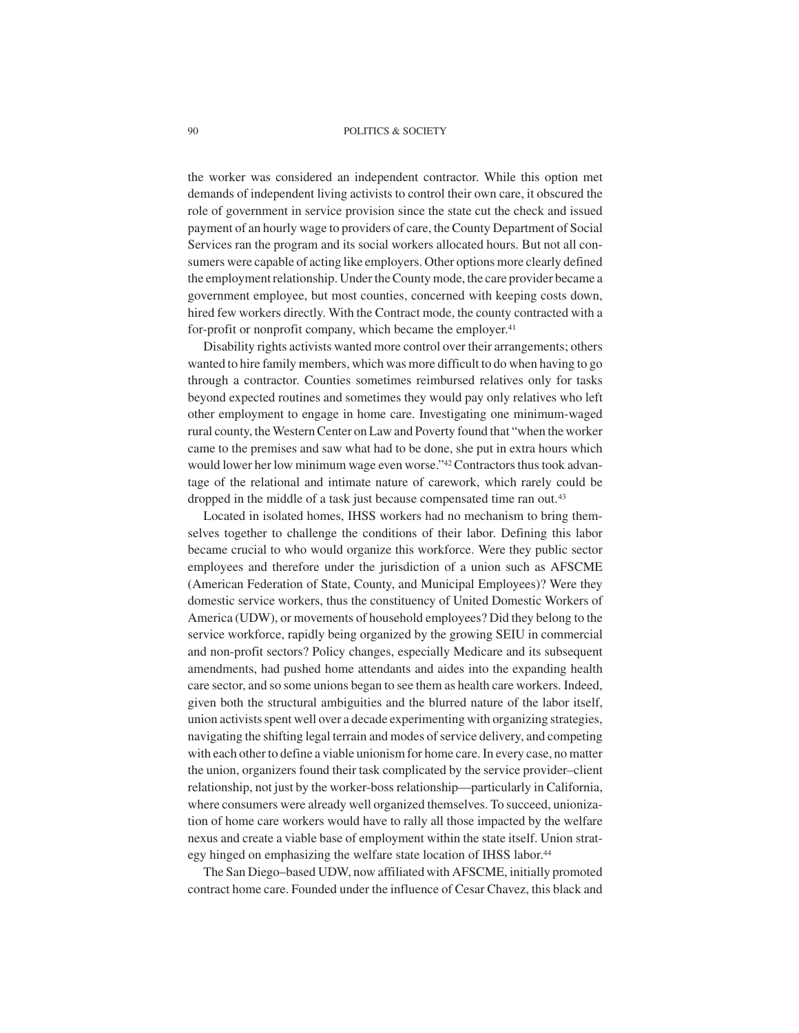the worker was considered an independent contractor. While this option met demands of independent living activists to control their own care, it obscured the role of government in service provision since the state cut the check and issued payment of an hourly wage to providers of care, the County Department of Social Services ran the program and its social workers allocated hours. But not all consumers were capable of acting like employers. Other options more clearly defined the employment relationship. Under the County mode, the care provider became a government employee, but most counties, concerned with keeping costs down, hired few workers directly. With the Contract mode, the county contracted with a for-profit or nonprofit company, which became the employer.[41]

Disability rights activists wanted more control over their arrangements; others wanted to hire family members, which was more difficult to do when having to go through a contractor. Counties sometimes reimbursed relatives only for tasks beyond expected routines and sometimes they would pay only relatives who left other employment to engage in home care. Investigating one minimum-waged rural county, the Western Center on Law and Poverty found that "when the worker came to the premises and saw what had to be done, she put in extra hours which would lower her low minimum wage even worse."[42] Contractors thus took advantage of the relational and intimate nature of carework, which rarely could be dropped in the middle of a task just because compensated time ran out.[43]

Located in isolated homes, IHSS workers had no mechanism to bring themselves together to challenge the conditions of their labor. Defining this labor became crucial to who would organize this workforce. Were they public sector employees and therefore under the jurisdiction of a union such as AFSCME (American Federation of State, County, and Municipal Employees)? Were they domestic service workers, thus the constituency of United Domestic Workers of America (UDW), or movements of household employees? Did they belong to the service workforce, rapidly being organized by the growing SEIU in commercial and non-profit sectors? Policy changes, especially Medicare and its subsequent amendments, had pushed home attendants and aides into the expanding health care sector, and so some unions began to see them as health care workers. Indeed, given both the structural ambiguities and the blurred nature of the labor itself, union activists spent well over a decade experimenting with organizing strategies, navigating the shifting legal terrain and modes of service delivery, and competing with each other to define a viable unionism for home care. In every case, no matter the union, organizers found their task complicated by the service provider–client relationship, not just by the worker-boss relationship—particularly in California, where consumers were already well organized themselves. To succeed, unionization of home care workers would have to rally all those impacted by the welfare nexus and create a viable base of employment within the state itself. Union strategy hinged on emphasizing the welfare state location of IHSS labor.[44]

The San Diego–based UDW, now affiliated with AFSCME, initially promoted contract home care. Founded under the influence of Cesar Chavez, this black and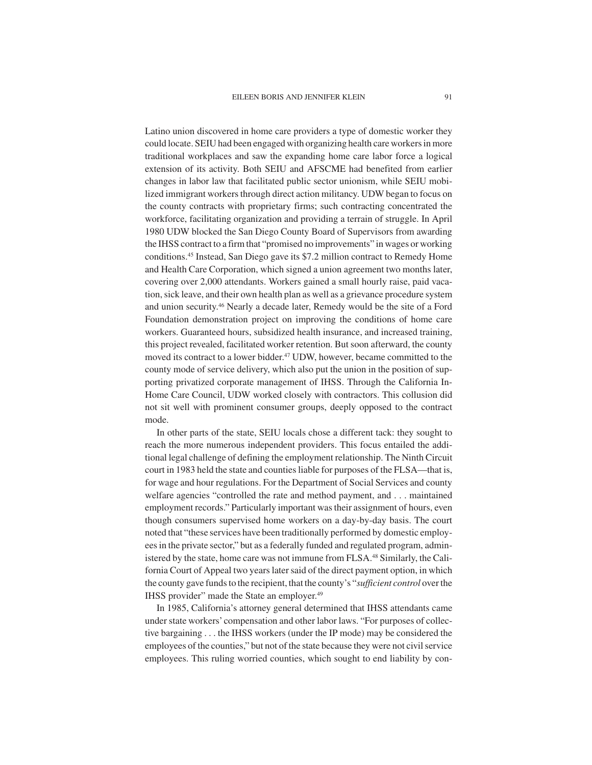Latino union discovered in home care providers a type of domestic worker they could locate. SEIU had been engaged with organizing health care workers in more traditional workplaces and saw the expanding home care labor force a logical extension of its activity. Both SEIU and AFSCME had benefited from earlier changes in labor law that facilitated public sector unionism, while SEIU mobilized immigrant workers through direct action militancy. UDW began to focus on the county contracts with proprietary firms; such contracting concentrated the workforce, facilitating organization and providing a terrain of struggle. In April 1980 UDW blocked the San Diego County Board of Supervisors from awarding the IHSS contract to a firm that "promised no improvements" in wages or working conditions.[45] Instead, San Diego gave its $7.2 million contract to Remedy Home and Health Care Corporation, which signed a union agreement two months later, covering over 2,000 attendants. Workers gained a small hourly raise, paid vacation, sick leave, and their own health plan as well as a grievance procedure system and union security.[46] Nearly a decade later, Remedy would be the site of a Ford Foundation demonstration project on improving the conditions of home care workers. Guaranteed hours, subsidized health insurance, and increased training, this project revealed, facilitated worker retention. But soon afterward, the county moved its contract to a lower bidder.[47] UDW, however, became committed to the county mode of service delivery, which also put the union in the position of supporting privatized corporate management of IHSS. Through the California In-Home Care Council, UDW worked closely with contractors. This collusion did not sit well with prominent consumer groups, deeply opposed to the contract mode.

In other parts of the state, SEIU locals chose a different tack: they sought to reach the more numerous independent providers. This focus entailed the additional legal challenge of defining the employment relationship. The Ninth Circuit court in 1983 held the state and counties liable for purposes of the FLSA—that is, for wage and hour regulations. For the Department of Social Services and county welfare agencies "controlled the rate and method payment, and . . . maintained employment records." Particularly important was their assignment of hours, even though consumers supervised home workers on a day-by-day basis. The court noted that "these services have been traditionally performed by domestic employees in the private sector," but as a federally funded and regulated program, administered by the state, home care was not immune from FLSA.[48] Similarly, the California Court of Appeal two years later said of the direct payment option, in which the county gave funds to the recipient, that the county's "*sufficient control* over the IHSS provider" made the State an employer.[49]

In 1985, California's attorney general determined that IHSS attendants came under state workers' compensation and other labor laws. "For purposes of collective bargaining . . . the IHSS workers (under the IP mode) may be considered the employees of the counties," but not of the state because they were not civil service employees. This ruling worried counties, which sought to end liability by con-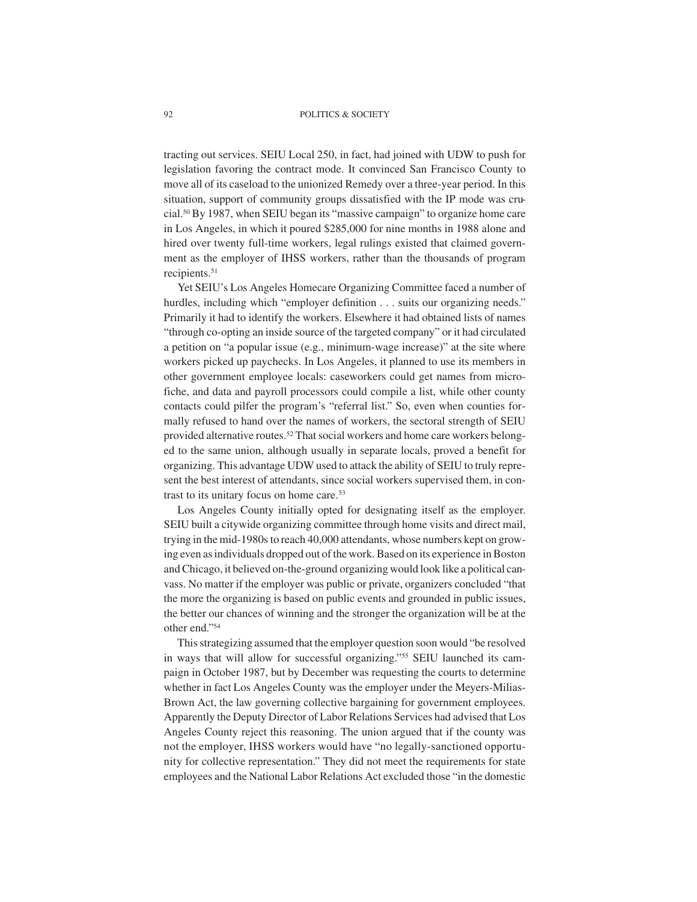tracting out services. SEIU Local 250, in fact, had joined with UDW to push for legislation favoring the contract mode. It convinced San Francisco County to move all of its caseload to the unionized Remedy over a three-year period. In this situation, support of community groups dissatisfied with the IP mode was crucial.[50] By 1987, when SEIU began its "massive campaign" to organize home care in Los Angeles, in which it poured $285,000 for nine months in 1988 alone and hired over twenty full-time workers, legal rulings existed that claimed government as the employer of IHSS workers, rather than the thousands of program recipients.[51]

Yet SEIU's Los Angeles Homecare Organizing Committee faced a number of hurdles, including which "employer definition . . . suits our organizing needs." Primarily it had to identify the workers. Elsewhere it had obtained lists of names "through co-opting an inside source of the targeted company" or it had circulated a petition on "a popular issue (e.g., minimum-wage increase)" at the site where workers picked up paychecks. In Los Angeles, it planned to use its members in other government employee locals: caseworkers could get names from microfiche, and data and payroll processors could compile a list, while other county contacts could pilfer the program's "referral list." So, even when counties formally refused to hand over the names of workers, the sectoral strength of SEIU provided alternative routes.[52] That social workers and home care workers belonged to the same union, although usually in separate locals, proved a benefit for organizing. This advantage UDW used to attack the ability of SEIU to truly represent the best interest of attendants, since social workers supervised them, in contrast to its unitary focus on home care.[53]

Los Angeles County initially opted for designating itself as the employer. SEIU built a citywide organizing committee through home visits and direct mail, trying in the mid-1980s to reach 40,000 attendants, whose numbers kept on growing even as individuals dropped out of the work. Based on its experience in Boston and Chicago, it believed on-the-ground organizing would look like a political canvass. No matter if the employer was public or private, organizers concluded "that the more the organizing is based on public events and grounded in public issues, the better our chances of winning and the stronger the organization will be at the other end."[54]

This strategizing assumed that the employer question soon would "be resolved in ways that will allow for successful organizing."[55] SEIU launched its campaign in October 1987, but by December was requesting the courts to determine whether in fact Los Angeles County was the employer under the Meyers-Milias-Brown Act, the law governing collective bargaining for government employees. Apparently the Deputy Director of Labor Relations Services had advised that Los Angeles County reject this reasoning. The union argued that if the county was not the employer, IHSS workers would have "no legally-sanctioned opportunity for collective representation." They did not meet the requirements for state employees and the National Labor Relations Act excluded those "in the domestic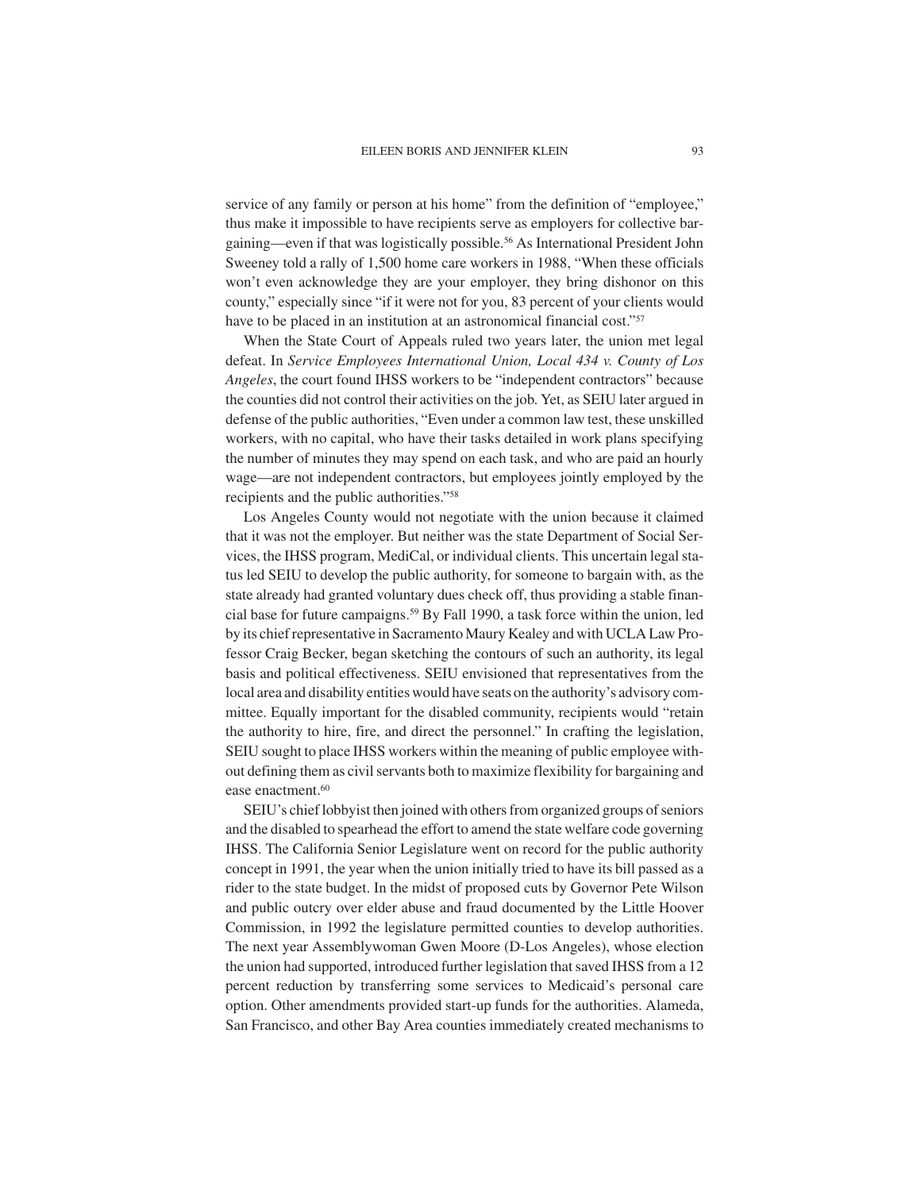service of any family or person at his home" from the definition of "employee," thus make it impossible to have recipients serve as employers for collective bargaining—even if that was logistically possible.[56] As International President John Sweeney told a rally of 1,500 home care workers in 1988, "When these officials won't even acknowledge they are your employer, they bring dishonor on this county," especially since "if it were not for you, 83 percent of your clients would have to be placed in an institution at an astronomical financial cost."[57]

When the State Court of Appeals ruled two years later, the union met legal defeat. In *Service Employees International Union, Local 434 v. County of Los Angeles*, the court found IHSS workers to be "independent contractors" because the counties did not control their activities on the job. Yet, as SEIU later argued in defense of the public authorities, "Even under a common law test, these unskilled workers, with no capital, who have their tasks detailed in work plans specifying the number of minutes they may spend on each task, and who are paid an hourly wage—are not independent contractors, but employees jointly employed by the recipients and the public authorities."[58]

Los Angeles County would not negotiate with the union because it claimed that it was not the employer. But neither was the state Department of Social Services, the IHSS program, MediCal, or individual clients. This uncertain legal status led SEIU to develop the public authority, for someone to bargain with, as the state already had granted voluntary dues check off, thus providing a stable financial base for future campaigns.[59] By Fall 1990, a task force within the union, led by its chief representative in Sacramento Maury Kealey and with UCLA Law Professor Craig Becker, began sketching the contours of such an authority, its legal basis and political effectiveness. SEIU envisioned that representatives from the local area and disability entities would have seats on the authority's advisory committee. Equally important for the disabled community, recipients would "retain the authority to hire, fire, and direct the personnel." In crafting the legislation, SEIU sought to place IHSS workers within the meaning of public employee without defining them as civil servants both to maximize flexibility for bargaining and ease enactment.[60]

SEIU's chief lobbyist then joined with others from organized groups of seniors and the disabled to spearhead the effort to amend the state welfare code governing IHSS. The California Senior Legislature went on record for the public authority concept in 1991, the year when the union initially tried to have its bill passed as a rider to the state budget. In the midst of proposed cuts by Governor Pete Wilson and public outcry over elder abuse and fraud documented by the Little Hoover Commission, in 1992 the legislature permitted counties to develop authorities. The next year Assemblywoman Gwen Moore (D-Los Angeles), whose election the union had supported, introduced further legislation that saved IHSS from a 12 percent reduction by transferring some services to Medicaid's personal care option. Other amendments provided start-up funds for the authorities. Alameda, San Francisco, and other Bay Area counties immediately created mechanisms to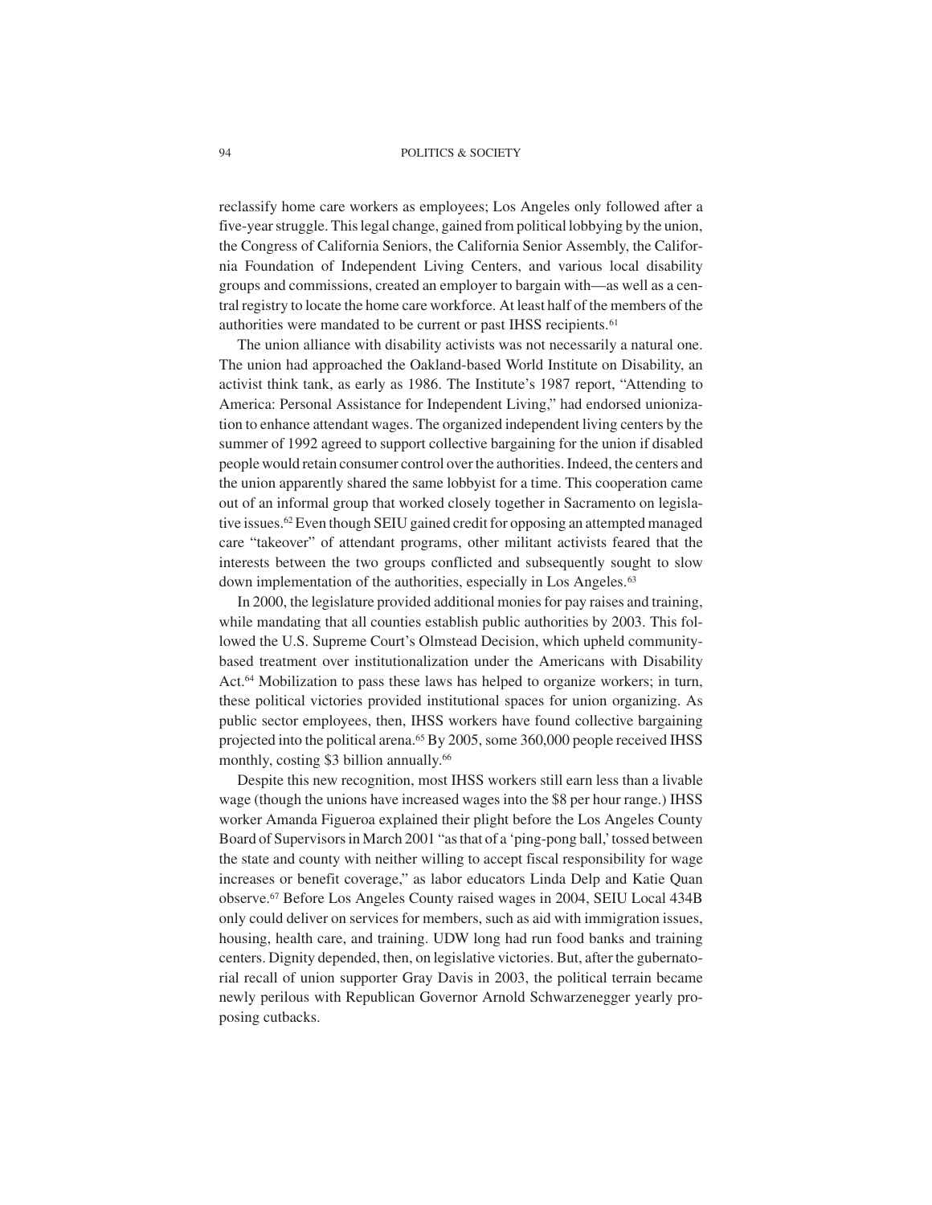reclassify home care workers as employees; Los Angeles only followed after a five-year struggle. This legal change, gained from political lobbying by the union, the Congress of California Seniors, the California Senior Assembly, the California Foundation of Independent Living Centers, and various local disability groups and commissions, created an employer to bargain with—as well as a central registry to locate the home care workforce. At least half of the members of the authorities were mandated to be current or past IHSS recipients.[61]

The union alliance with disability activists was not necessarily a natural one. The union had approached the Oakland-based World Institute on Disability, an activist think tank, as early as 1986. The Institute's 1987 report, "Attending to America: Personal Assistance for Independent Living," had endorsed unionization to enhance attendant wages. The organized independent living centers by the summer of 1992 agreed to support collective bargaining for the union if disabled people would retain consumer control over the authorities. Indeed, the centers and the union apparently shared the same lobbyist for a time. This cooperation came out of an informal group that worked closely together in Sacramento on legislative issues.[62] Even though SEIU gained credit for opposing an attempted managed care "takeover" of attendant programs, other militant activists feared that the interests between the two groups conflicted and subsequently sought to slow down implementation of the authorities, especially in Los Angeles.[63]

In 2000, the legislature provided additional monies for pay raises and training, while mandating that all counties establish public authorities by 2003. This followed the U.S. Supreme Court's Olmstead Decision, which upheld community-based treatment over institutionalization under the Americans with Disability Act.[64] Mobilization to pass these laws has helped to organize workers; in turn, these political victories provided institutional spaces for union organizing. As public sector employees, then, IHSS workers have found collective bargaining projected into the political arena.[65] By 2005, some 360,000 people received IHSS monthly, costing $3 billion annually.[66]

Despite this new recognition, most IHSS workers still earn less than a livable wage (though the unions have increased wages into the $8 per hour range.) IHSS worker Amanda Figueroa explained their plight before the Los Angeles County Board of Supervisors in March 2001 "as that of a 'ping-pong ball,' tossed between the state and county with neither willing to accept fiscal responsibility for wage increases or benefit coverage," as labor educators Linda Delp and Katie Quan observe.[67] Before Los Angeles County raised wages in 2004, SEIU Local 434B only could deliver on services for members, such as aid with immigration issues, housing, health care, and training. UDW long had run food banks and training centers. Dignity depended, then, on legislative victories. But, after the gubernatorial recall of union supporter Gray Davis in 2003, the political terrain became newly perilous with Republican Governor Arnold Schwarzenegger yearly proposing cutbacks.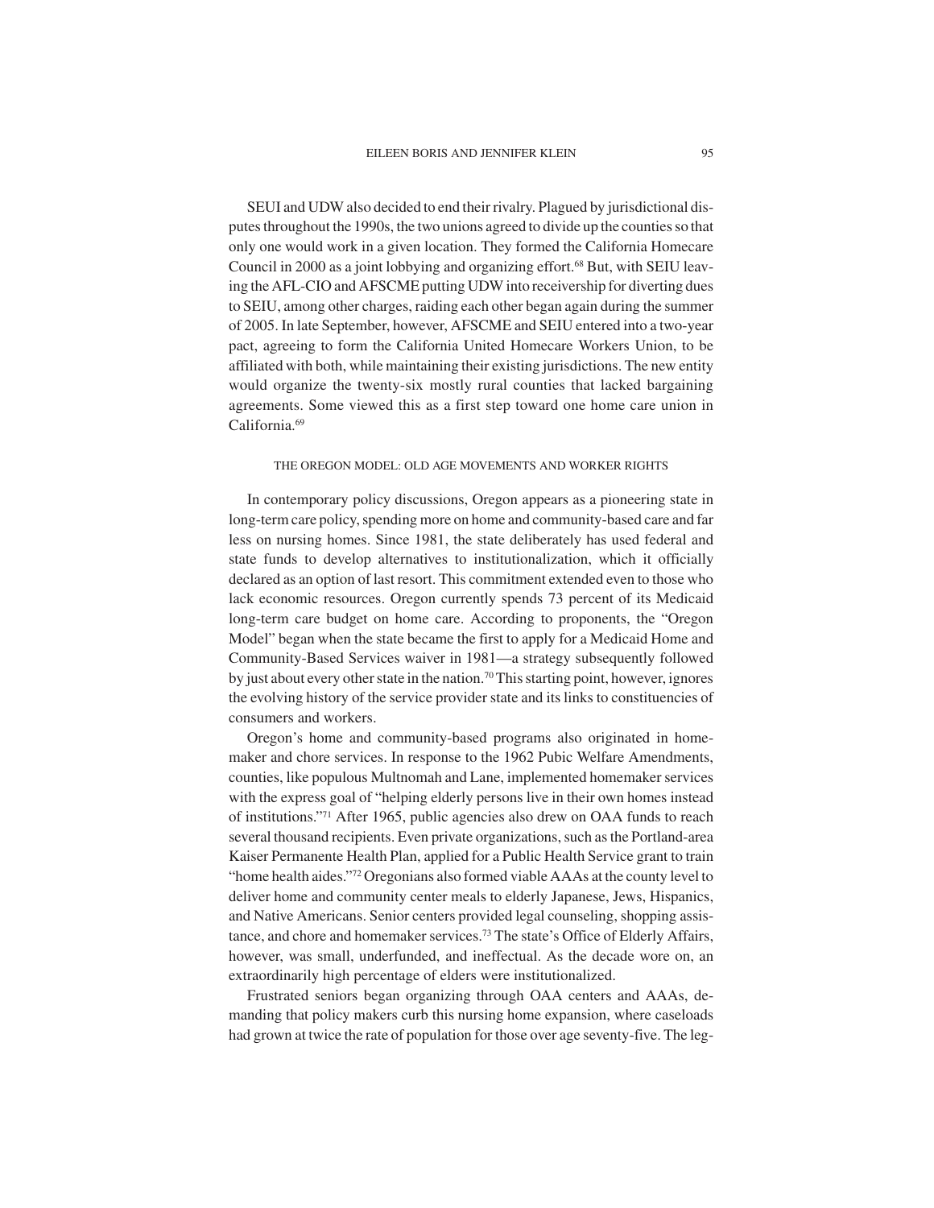SEUI and UDW also decided to end their rivalry. Plagued by jurisdictional disputes throughout the 1990s, the two unions agreed to divide up the counties so that only one would work in a given location. They formed the California Homecare Council in 2000 as a joint lobbying and organizing effort.[68] But, with SEIU leaving the AFL-CIO and AFSCME putting UDW into receivership for diverting dues to SEIU, among other charges, raiding each other began again during the summer of 2005. In late September, however, AFSCME and SEIU entered into a two-year pact, agreeing to form the California United Homecare Workers Union, to be affiliated with both, while maintaining their existing jurisdictions. The new entity would organize the twenty-six mostly rural counties that lacked bargaining agreements. Some viewed this as a first step toward one home care union in California.[69]

## THE OREGON MODEL: OLD AGE MOVEMENTS AND WORKER RIGHTS

In contemporary policy discussions, Oregon appears as a pioneering state in long-term care policy, spending more on home and community-based care and far less on nursing homes. Since 1981, the state deliberately has used federal and state funds to develop alternatives to institutionalization, which it officially declared as an option of last resort. This commitment extended even to those who lack economic resources. Oregon currently spends 73 percent of its Medicaid long-term care budget on home care. According to proponents, the "Oregon Model" began when the state became the first to apply for a Medicaid Home and Community-Based Services waiver in 1981—a strategy subsequently followed by just about every other state in the nation.[70] This starting point, however, ignores the evolving history of the service provider state and its links to constituencies of consumers and workers.

Oregon's home and community-based programs also originated in homemaker and chore services. In response to the 1962 Pubic Welfare Amendments, counties, like populous Multnomah and Lane, implemented homemaker services with the express goal of "helping elderly persons live in their own homes instead of institutions."[71] After 1965, public agencies also drew on OAA funds to reach several thousand recipients. Even private organizations, such as the Portland-area Kaiser Permanente Health Plan, applied for a Public Health Service grant to train "home health aides."[72] Oregonians also formed viable AAAs at the county level to deliver home and community center meals to elderly Japanese, Jews, Hispanics, and Native Americans. Senior centers provided legal counseling, shopping assistance, and chore and homemaker services.[73] The state's Office of Elderly Affairs, however, was small, underfunded, and ineffectual. As the decade wore on, an extraordinarily high percentage of elders were institutionalized.

Frustrated seniors began organizing through OAA centers and AAAs, demanding that policy makers curb this nursing home expansion, where caseloads had grown at twice the rate of population for those over age seventy-five. The leg-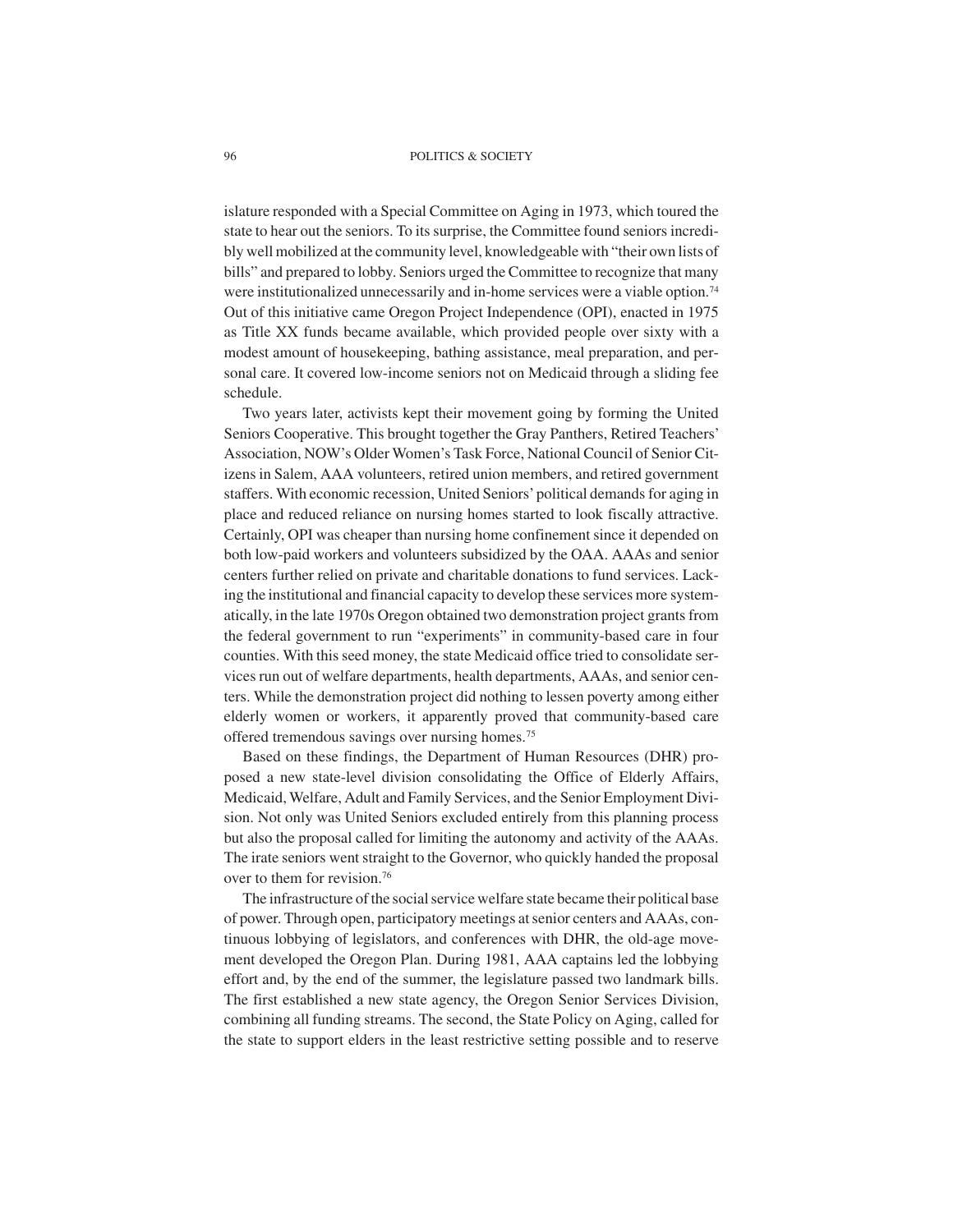islature responded with a Special Committee on Aging in 1973, which toured the state to hear out the seniors. To its surprise, the Committee found seniors incredibly well mobilized at the community level, knowledgeable with "their own lists of bills" and prepared to lobby. Seniors urged the Committee to recognize that many were institutionalized unnecessarily and in-home services were a viable option.[74] Out of this initiative came Oregon Project Independence (OPI), enacted in 1975 as Title XX funds became available, which provided people over sixty with a modest amount of housekeeping, bathing assistance, meal preparation, and personal care. It covered low-income seniors not on Medicaid through a sliding fee schedule.

Two years later, activists kept their movement going by forming the United Seniors Cooperative. This brought together the Gray Panthers, Retired Teachers' Association, NOW's Older Women's Task Force, National Council of Senior Citizens in Salem, AAA volunteers, retired union members, and retired government staffers. With economic recession, United Seniors' political demands for aging in place and reduced reliance on nursing homes started to look fiscally attractive. Certainly, OPI was cheaper than nursing home confinement since it depended on both low-paid workers and volunteers subsidized by the OAA. AAAs and senior centers further relied on private and charitable donations to fund services. Lacking the institutional and financial capacity to develop these services more systematically, in the late 1970s Oregon obtained two demonstration project grants from the federal government to run "experiments" in community-based care in four counties. With this seed money, the state Medicaid office tried to consolidate services run out of welfare departments, health departments, AAAs, and senior centers. While the demonstration project did nothing to lessen poverty among either elderly women or workers, it apparently proved that community-based care offered tremendous savings over nursing homes.[75]

Based on these findings, the Department of Human Resources (DHR) proposed a new state-level division consolidating the Office of Elderly Affairs, Medicaid, Welfare, Adult and Family Services, and the Senior Employment Division. Not only was United Seniors excluded entirely from this planning process but also the proposal called for limiting the autonomy and activity of the AAAs. The irate seniors went straight to the Governor, who quickly handed the proposal over to them for revision.[76]

The infrastructure of the social service welfare state became their political base of power. Through open, participatory meetings at senior centers and AAAs, continuous lobbying of legislators, and conferences with DHR, the old-age movement developed the Oregon Plan. During 1981, AAA captains led the lobbying effort and, by the end of the summer, the legislature passed two landmark bills. The first established a new state agency, the Oregon Senior Services Division, combining all funding streams. The second, the State Policy on Aging, called for the state to support elders in the least restrictive setting possible and to reserve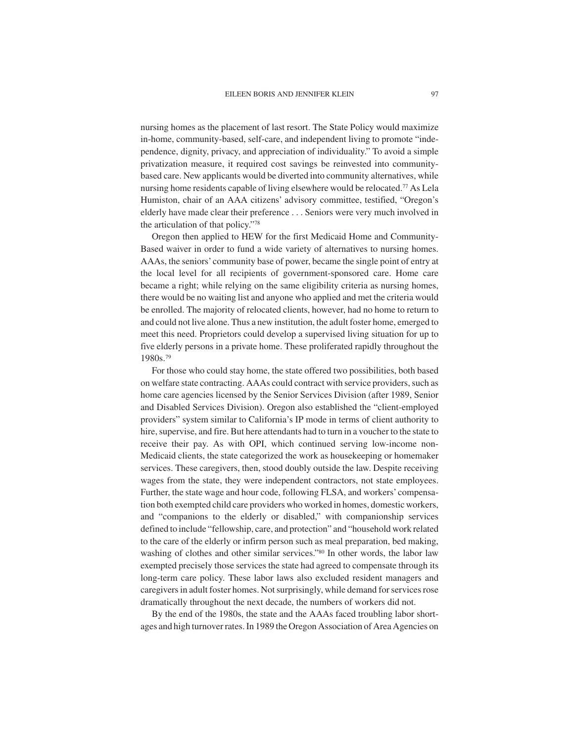nursing homes as the placement of last resort. The State Policy would maximize in-home, community-based, self-care, and independent living to promote "independence, dignity, privacy, and appreciation of individuality." To avoid a simple privatization measure, it required cost savings be reinvested into community-based care. New applicants would be diverted into community alternatives, while nursing home residents capable of living elsewhere would be relocated.[77] As Lela Humiston, chair of an AAA citizens' advisory committee, testified, "Oregon's elderly have made clear their preference . . . Seniors were very much involved in the articulation of that policy."[78]

Oregon then applied to HEW for the first Medicaid Home and Community-Based waiver in order to fund a wide variety of alternatives to nursing homes. AAAs, the seniors' community base of power, became the single point of entry at the local level for all recipients of government-sponsored care. Home care became a right; while relying on the same eligibility criteria as nursing homes, there would be no waiting list and anyone who applied and met the criteria would be enrolled. The majority of relocated clients, however, had no home to return to and could not live alone. Thus a new institution, the adult foster home, emerged to meet this need. Proprietors could develop a supervised living situation for up to five elderly persons in a private home. These proliferated rapidly throughout the 1980s.[79]

For those who could stay home, the state offered two possibilities, both based on welfare state contracting. AAAs could contract with service providers, such as home care agencies licensed by the Senior Services Division (after 1989, Senior and Disabled Services Division). Oregon also established the "client-employed providers" system similar to California's IP mode in terms of client authority to hire, supervise, and fire. But here attendants had to turn in a voucher to the state to receive their pay. As with OPI, which continued serving low-income non-Medicaid clients, the state categorized the work as housekeeping or homemaker services. These caregivers, then, stood doubly outside the law. Despite receiving wages from the state, they were independent contractors, not state employees. Further, the state wage and hour code, following FLSA, and workers' compensation both exempted child care providers who worked in homes, domestic workers, and "companions to the elderly or disabled," with companionship services defined to include "fellowship, care, and protection" and "household work related to the care of the elderly or infirm person such as meal preparation, bed making, washing of clothes and other similar services."[80] In other words, the labor law exempted precisely those services the state had agreed to compensate through its long-term care policy. These labor laws also excluded resident managers and caregivers in adult foster homes. Not surprisingly, while demand for services rose dramatically throughout the next decade, the numbers of workers did not.

By the end of the 1980s, the state and the AAAs faced troubling labor shortages and high turnover rates. In 1989 the Oregon Association of Area Agencies on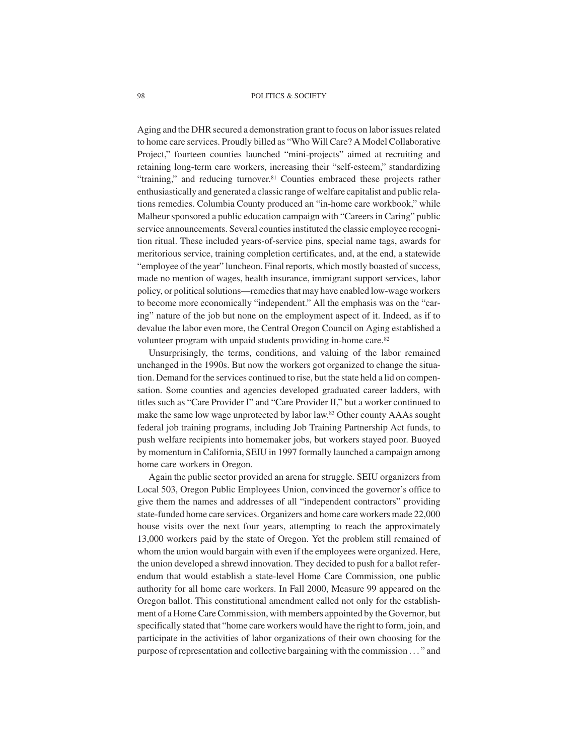Aging and the DHR secured a demonstration grant to focus on labor issues related to home care services. Proudly billed as "Who Will Care? A Model Collaborative Project," fourteen counties launched "mini-projects" aimed at recruiting and retaining long-term care workers, increasing their "self-esteem," standardizing "training," and reducing turnover.[81] Counties embraced these projects rather enthusiastically and generated a classic range of welfare capitalist and public relations remedies. Columbia County produced an "in-home care workbook," while Malheur sponsored a public education campaign with "Careers in Caring" public service announcements. Several counties instituted the classic employee recognition ritual. These included years-of-service pins, special name tags, awards for meritorious service, training completion certificates, and, at the end, a statewide "employee of the year" luncheon. Final reports, which mostly boasted of success, made no mention of wages, health insurance, immigrant support services, labor policy, or political solutions—remedies that may have enabled low-wage workers to become more economically "independent." All the emphasis was on the "caring" nature of the job but none on the employment aspect of it. Indeed, as if to devalue the labor even more, the Central Oregon Council on Aging established a volunteer program with unpaid students providing in-home care.[82]

Unsurprisingly, the terms, conditions, and valuing of the labor remained unchanged in the 1990s. But now the workers got organized to change the situation. Demand for the services continued to rise, but the state held a lid on compensation. Some counties and agencies developed graduated career ladders, with titles such as "Care Provider I" and "Care Provider II," but a worker continued to make the same low wage unprotected by labor law.[83] Other county AAAs sought federal job training programs, including Job Training Partnership Act funds, to push welfare recipients into homemaker jobs, but workers stayed poor. Buoyed by momentum in California, SEIU in 1997 formally launched a campaign among home care workers in Oregon.

Again the public sector provided an arena for struggle. SEIU organizers from Local 503, Oregon Public Employees Union, convinced the governor's office to give them the names and addresses of all "independent contractors" providing state-funded home care services. Organizers and home care workers made 22,000 house visits over the next four years, attempting to reach the approximately 13,000 workers paid by the state of Oregon. Yet the problem still remained of whom the union would bargain with even if the employees were organized. Here, the union developed a shrewd innovation. They decided to push for a ballot referendum that would establish a state-level Home Care Commission, one public authority for all home care workers. In Fall 2000, Measure 99 appeared on the Oregon ballot. This constitutional amendment called not only for the establishment of a Home Care Commission, with members appointed by the Governor, but specifically stated that "home care workers would have the right to form, join, and participate in the activities of labor organizations of their own choosing for the purpose of representation and collective bargaining with the commission . . ." and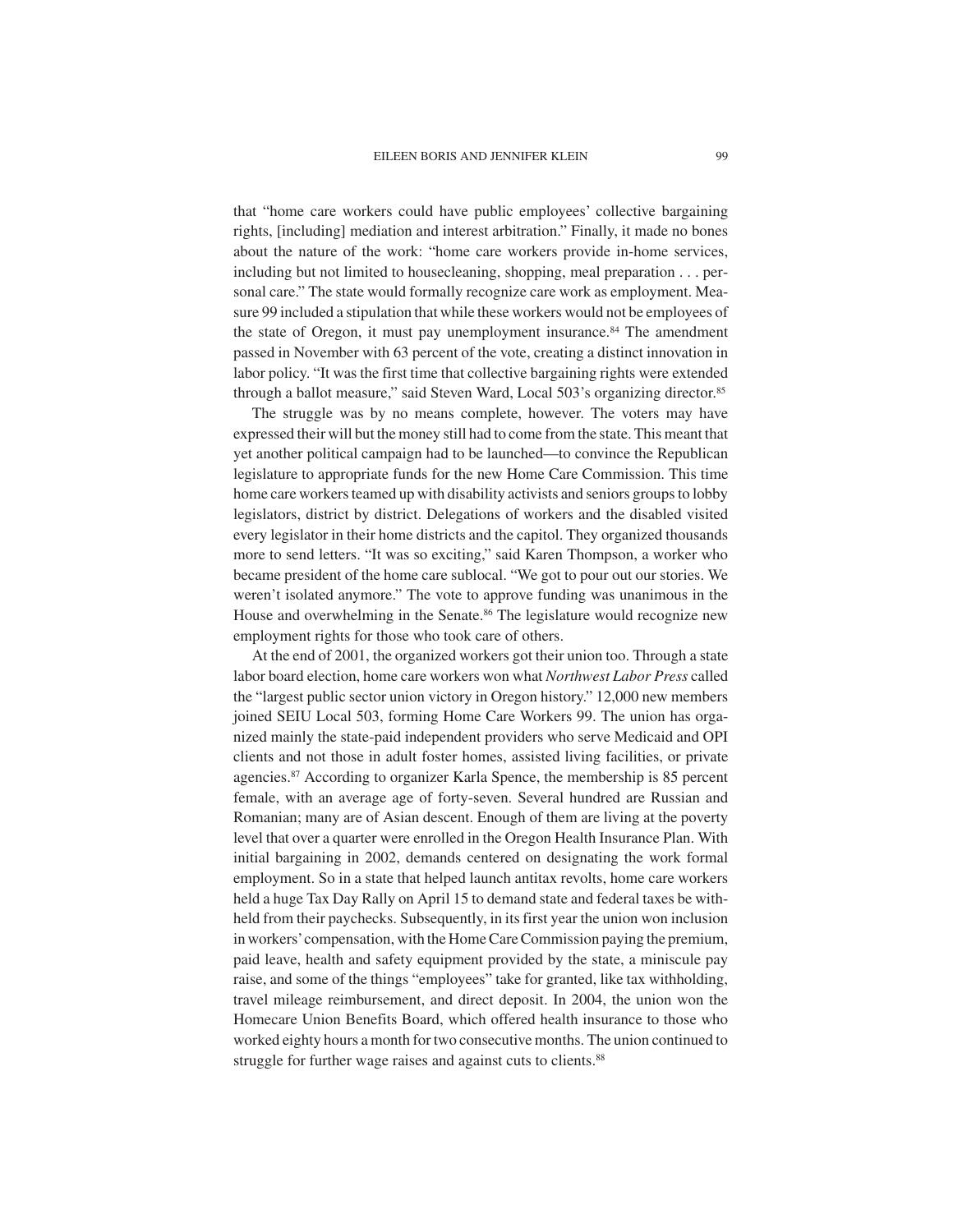that "home care workers could have public employees' collective bargaining rights, [including] mediation and interest arbitration." Finally, it made no bones about the nature of the work: "home care workers provide in-home services, including but not limited to housecleaning, shopping, meal preparation . . . personal care." The state would formally recognize care work as employment. Measure 99 included a stipulation that while these workers would not be employees of the state of Oregon, it must pay unemployment insurance.[84] The amendment passed in November with 63 percent of the vote, creating a distinct innovation in labor policy. "It was the first time that collective bargaining rights were extended through a ballot measure," said Steven Ward, Local 503's organizing director.[85]

The struggle was by no means complete, however. The voters may have expressed their will but the money still had to come from the state. This meant that yet another political campaign had to be launched—to convince the Republican legislature to appropriate funds for the new Home Care Commission. This time home care workers teamed up with disability activists and seniors groups to lobby legislators, district by district. Delegations of workers and the disabled visited every legislator in their home districts and the capitol. They organized thousands more to send letters. "It was so exciting," said Karen Thompson, a worker who became president of the home care sublocal. "We got to pour out our stories. We weren't isolated anymore." The vote to approve funding was unanimous in the House and overwhelming in the Senate.[86] The legislature would recognize new employment rights for those who took care of others.

At the end of 2001, the organized workers got their union too. Through a state labor board election, home care workers won what *Northwest Labor Press* called the "largest public sector union victory in Oregon history." 12,000 new members joined SEIU Local 503, forming Home Care Workers 99. The union has organized mainly the state-paid independent providers who serve Medicaid and OPI clients and not those in adult foster homes, assisted living facilities, or private agencies.[87] According to organizer Karla Spence, the membership is 85 percent female, with an average age of forty-seven. Several hundred are Russian and Romanian; many are of Asian descent. Enough of them are living at the poverty level that over a quarter were enrolled in the Oregon Health Insurance Plan. With initial bargaining in 2002, demands centered on designating the work formal employment. So in a state that helped launch antitax revolts, home care workers held a huge Tax Day Rally on April 15 to demand state and federal taxes be withheld from their paychecks. Subsequently, in its first year the union won inclusion in workers' compensation, with the Home Care Commission paying the premium, paid leave, health and safety equipment provided by the state, a miniscule pay raise, and some of the things "employees" take for granted, like tax withholding, travel mileage reimbursement, and direct deposit. In 2004, the union won the Homecare Union Benefits Board, which offered health insurance to those who worked eighty hours a month for two consecutive months. The union continued to struggle for further wage raises and against cuts to clients.[88]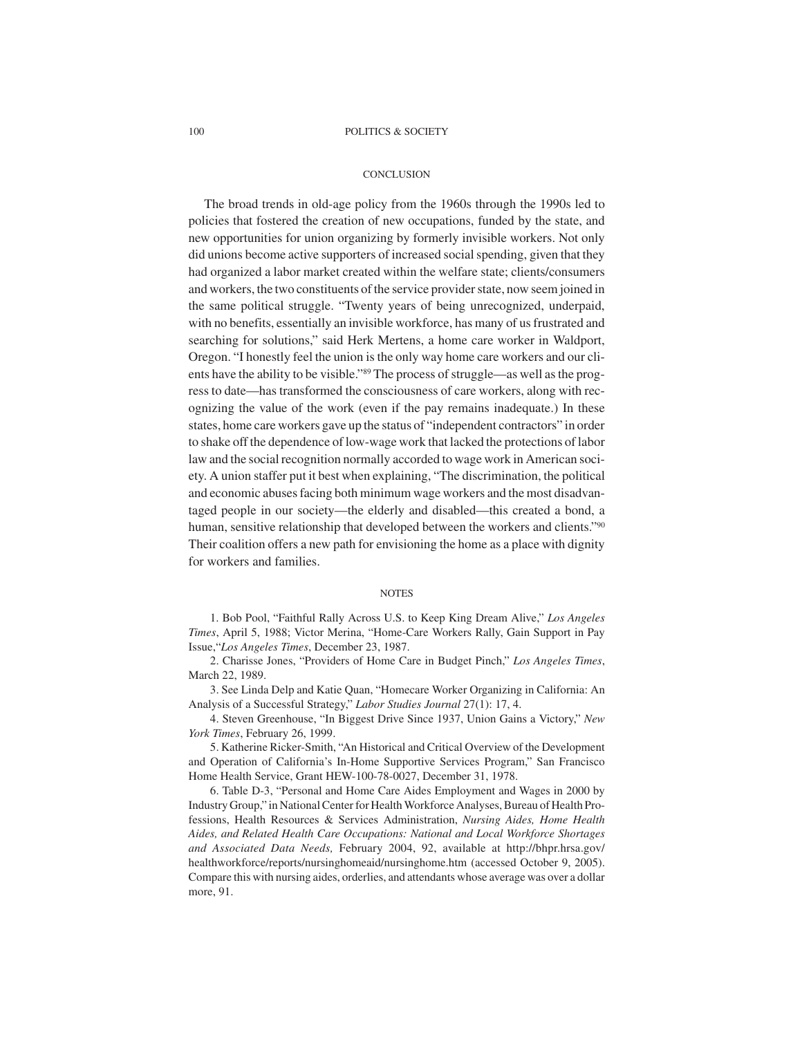## CONCLUSION

The broad trends in old-age policy from the 1960s through the 1990s led to policies that fostered the creation of new occupations, funded by the state, and new opportunities for union organizing by formerly invisible workers. Not only did unions become active supporters of increased social spending, given that they had organized a labor market created within the welfare state; clients/consumers and workers, the two constituents of the service provider state, now seem joined in the same political struggle. "Twenty years of being unrecognized, underpaid, with no benefits, essentially an invisible workforce, has many of us frustrated and searching for solutions," said Herk Mertens, a home care worker in Waldport, Oregon. "I honestly feel the union is the only way home care workers and our clients have the ability to be visible."[89] The process of struggle—as well as the progress to date—has transformed the consciousness of care workers, along with recognizing the value of the work (even if the pay remains inadequate.) In these states, home care workers gave up the status of "independent contractors" in order to shake off the dependence of low-wage work that lacked the protections of labor law and the social recognition normally accorded to wage work in American society. A union staffer put it best when explaining, "The discrimination, the political and economic abuses facing both minimum wage workers and the most disadvantaged people in our society—the elderly and disabled—this created a bond, a human, sensitive relationship that developed between the workers and clients."[90] Their coalition offers a new path for envisioning the home as a place with dignity for workers and families.

## NOTES

1. Bob Pool, "Faithful Rally Across U.S. to Keep King Dream Alive," *Los Angeles Times*, April 5, 1988; Victor Merina, "Home-Care Workers Rally, Gain Support in Pay Issue,"*Los Angeles Times*, December 23, 1987.

2. Charisse Jones, "Providers of Home Care in Budget Pinch," *Los Angeles Times*, March 22, 1989.

3. See Linda Delp and Katie Quan, "Homecare Worker Organizing in California: An Analysis of a Successful Strategy," *Labor Studies Journal* 27(1): 17, 4.

4. Steven Greenhouse, "In Biggest Drive Since 1937, Union Gains a Victory," *New York Times*, February 26, 1999.

5. Katherine Ricker-Smith, "An Historical and Critical Overview of the Development and Operation of California's In-Home Supportive Services Program," San Francisco Home Health Service, Grant HEW-100-78-0027, December 31, 1978.

6. Table D-3, "Personal and Home Care Aides Employment and Wages in 2000 by Industry Group," in National Center for Health Workforce Analyses, Bureau of Health Professions, Health Resources & Services Administration, *Nursing Aides, Home Health Aides, and Related Health Care Occupations: National and Local Workforce Shortages and Associated Data Needs,* February 2004, 92, available at http://bhpr.hrsa.gov/healthworkforce/reports/nursinghomeaid/nursinghome.htm (accessed October 9, 2005). Compare this with nursing aides, orderlies, and attendants whose average was over a dollar more, 91.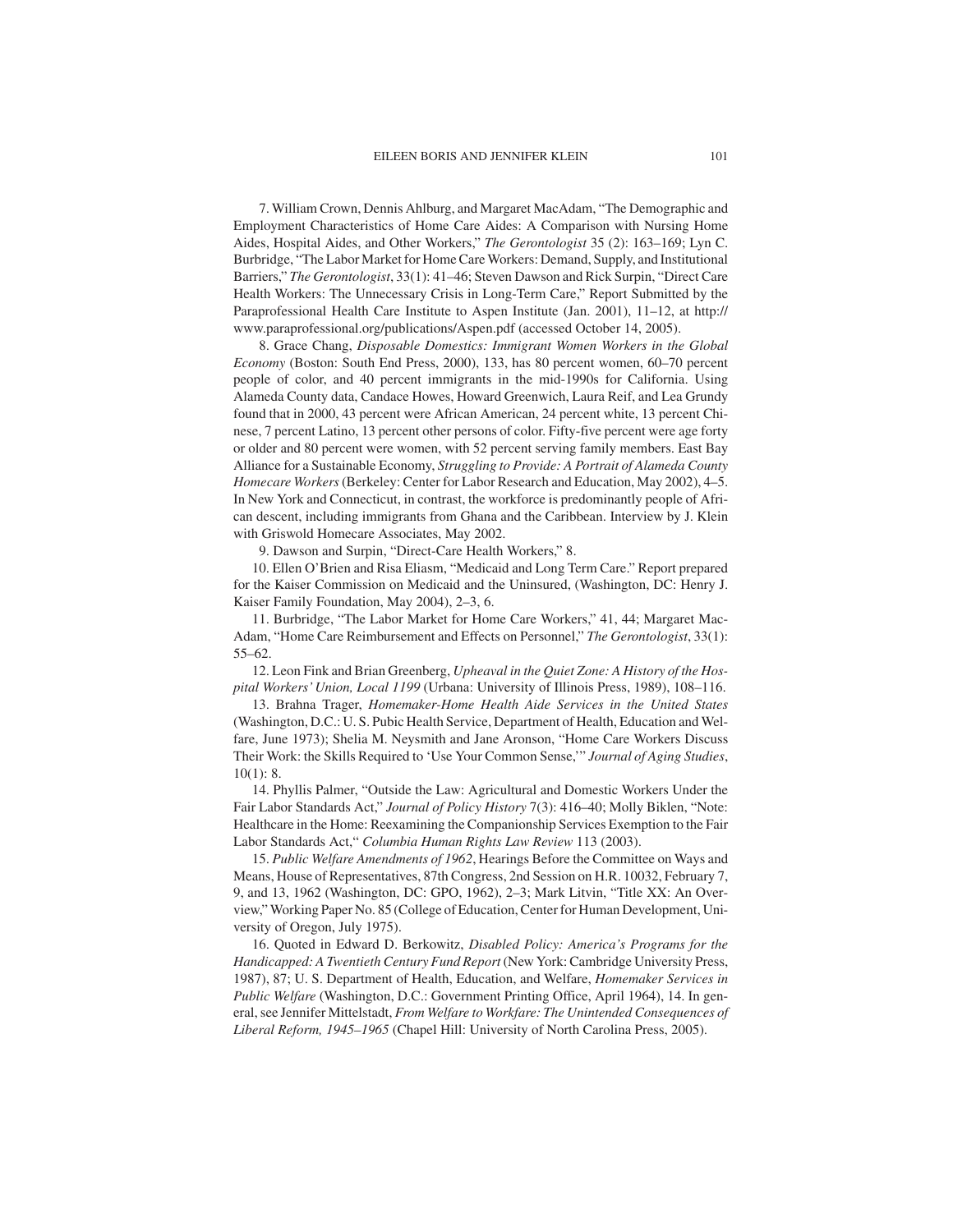7. William Crown, Dennis Ahlburg, and Margaret MacAdam, "The Demographic and Employment Characteristics of Home Care Aides: A Comparison with Nursing Home Aides, Hospital Aides, and Other Workers," *The Gerontologist* 35 (2): 163–169; Lyn C. Burbridge, "The Labor Market for Home Care Workers: Demand, Supply, and Institutional Barriers," *The Gerontologist*, 33(1): 41–46; Steven Dawson and Rick Surpin, "Direct Care Health Workers: The Unnecessary Crisis in Long-Term Care," Report Submitted by the Paraprofessional Health Care Institute to Aspen Institute (Jan. 2001), 11–12, at http://www.paraprofessional.org/publications/Aspen.pdf (accessed October 14, 2005).

8. Grace Chang, *Disposable Domestics: Immigrant Women Workers in the Global Economy* (Boston: South End Press, 2000), 133, has 80 percent women, 60–70 percent people of color, and 40 percent immigrants in the mid-1990s for California. Using Alameda County data, Candace Howes, Howard Greenwich, Laura Reif, and Lea Grundy found that in 2000, 43 percent were African American, 24 percent white, 13 percent Chinese, 7 percent Latino, 13 percent other persons of color. Fifty-five percent were age forty or older and 80 percent were women, with 52 percent serving family members. East Bay Alliance for a Sustainable Economy, *Struggling to Provide: A Portrait of Alameda County Homecare Workers* (Berkeley: Center for Labor Research and Education, May 2002), 4–5. In New York and Connecticut, in contrast, the workforce is predominantly people of African descent, including immigrants from Ghana and the Caribbean. Interview by J. Klein with Griswold Homecare Associates, May 2002.

9. Dawson and Surpin, "Direct-Care Health Workers," 8.

10. Ellen O'Brien and Risa Eliasm, "Medicaid and Long Term Care." Report prepared for the Kaiser Commission on Medicaid and the Uninsured, (Washington, DC: Henry J. Kaiser Family Foundation, May 2004), 2–3, 6.

11. Burbridge, "The Labor Market for Home Care Workers," 41, 44; Margaret MacAdam, "Home Care Reimbursement and Effects on Personnel," *The Gerontologist*, 33(1): 55–62.

12. Leon Fink and Brian Greenberg, *Upheaval in the Quiet Zone: A History of the Hospital Workers' Union, Local 1199* (Urbana: University of Illinois Press, 1989), 108–116.

13. Brahna Trager, *Homemaker-Home Health Aide Services in the United States* (Washington, D.C.: U. S. Pubic Health Service, Department of Health, Education and Welfare, June 1973); Shelia M. Neysmith and Jane Aronson, "Home Care Workers Discuss Their Work: the Skills Required to 'Use Your Common Sense,'" *Journal of Aging Studies*, 10(1): 8.

14. Phyllis Palmer, "Outside the Law: Agricultural and Domestic Workers Under the Fair Labor Standards Act," *Journal of Policy History* 7(3): 416–40; Molly Biklen, "Note: Healthcare in the Home: Reexamining the Companionship Services Exemption to the Fair Labor Standards Act," *Columbia Human Rights Law Review* 113 (2003).

15. *Public Welfare Amendments of 1962*, Hearings Before the Committee on Ways and Means, House of Representatives, 87th Congress, 2nd Session on H.R. 10032, February 7, 9, and 13, 1962 (Washington, DC: GPO, 1962), 2–3; Mark Litvin, "Title XX: An Overview," Working Paper No. 85 (College of Education, Center for Human Development, University of Oregon, July 1975).

16. Quoted in Edward D. Berkowitz, *Disabled Policy: America's Programs for the Handicapped: A Twentieth Century Fund Report* (New York: Cambridge University Press, 1987), 87; U. S. Department of Health, Education, and Welfare, *Homemaker Services in Public Welfare* (Washington, D.C.: Government Printing Office, April 1964), 14. In general, see Jennifer Mittelstadt, *From Welfare to Workfare: The Unintended Consequences of Liberal Reform, 1945–1965* (Chapel Hill: University of North Carolina Press, 2005).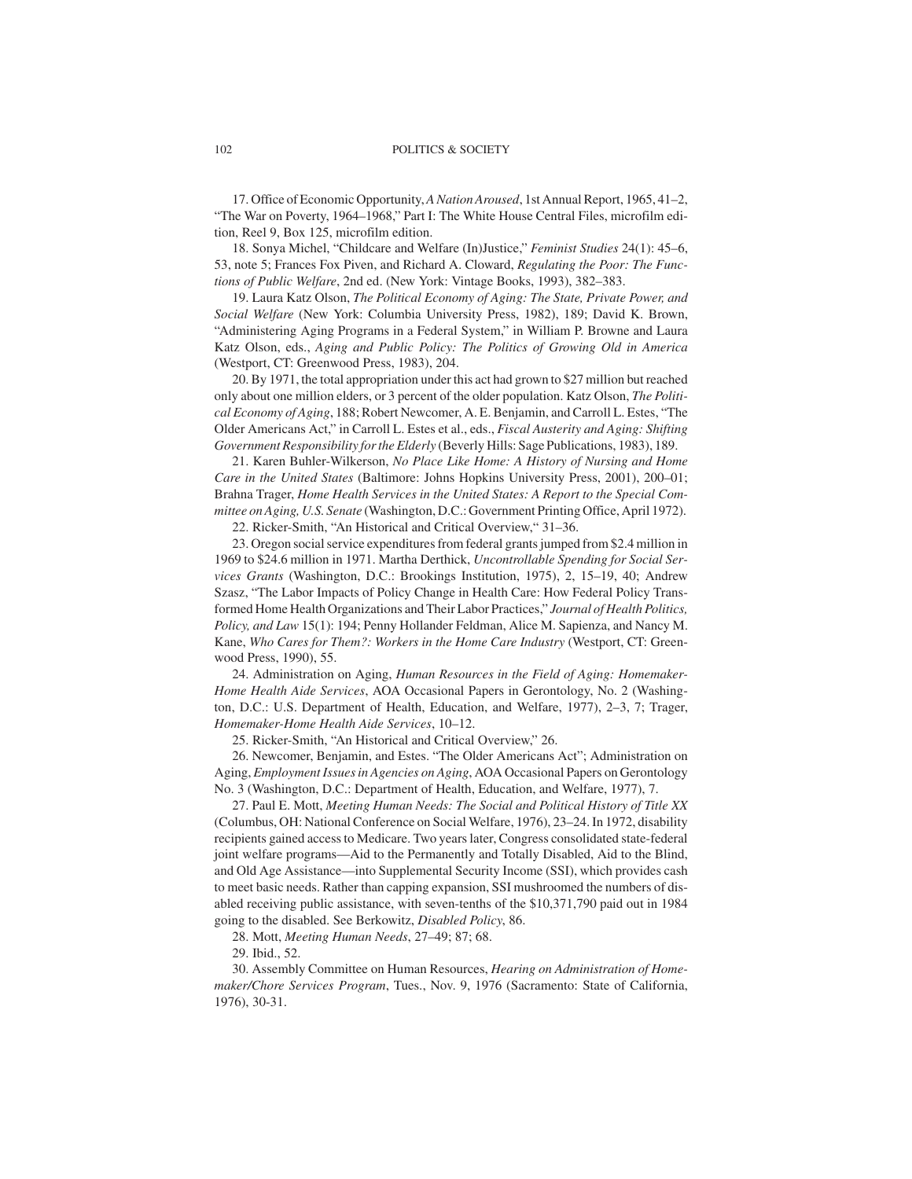17. Office of Economic Opportunity, *A Nation Aroused*, 1st Annual Report, 1965, 41–2, "The War on Poverty, 1964–1968," Part I: The White House Central Files, microfilm edition, Reel 9, Box 125, microfilm edition.

18. Sonya Michel, "Childcare and Welfare (In)Justice," *Feminist Studies* 24(1): 45–6, 53, note 5; Frances Fox Piven, and Richard A. Cloward, *Regulating the Poor: The Functions of Public Welfare*, 2nd ed. (New York: Vintage Books, 1993), 382–383.

19. Laura Katz Olson, *The Political Economy of Aging: The State, Private Power, and Social Welfare* (New York: Columbia University Press, 1982), 189; David K. Brown, "Administering Aging Programs in a Federal System," in William P. Browne and Laura Katz Olson, eds., *Aging and Public Policy: The Politics of Growing Old in America* (Westport, CT: Greenwood Press, 1983), 204.

20. By 1971, the total appropriation under this act had grown to $27 million but reached only about one million elders, or 3 percent of the older population. Katz Olson, *The Political Economy of Aging*, 188; Robert Newcomer, A. E. Benjamin, and Carroll L. Estes, "The Older Americans Act," in Carroll L. Estes et al., eds., *Fiscal Austerity and Aging: Shifting Government Responsibility for the Elderly* (Beverly Hills: Sage Publications, 1983), 189.

21. Karen Buhler-Wilkerson, *No Place Like Home: A History of Nursing and Home Care in the United States* (Baltimore: Johns Hopkins University Press, 2001), 200–01; Brahna Trager, *Home Health Services in the United States: A Report to the Special Committee on Aging, U.S. Senate* (Washington, D.C.: Government Printing Office, April 1972).

22. Ricker-Smith, "An Historical and Critical Overview," 31–36.

23. Oregon social service expenditures from federal grants jumped from $2.4 million in 1969 to $24.6 million in 1971. Martha Derthick, *Uncontrollable Spending for Social Services Grants* (Washington, D.C.: Brookings Institution, 1975), 2, 15–19, 40; Andrew Szasz, "The Labor Impacts of Policy Change in Health Care: How Federal Policy Transformed Home Health Organizations and Their Labor Practices," *Journal of Health Politics, Policy, and Law* 15(1): 194; Penny Hollander Feldman, Alice M. Sapienza, and Nancy M. Kane, *Who Cares for Them?: Workers in the Home Care Industry* (Westport, CT: Greenwood Press, 1990), 55.

24. Administration on Aging, *Human Resources in the Field of Aging: Homemaker-Home Health Aide Services*, AOA Occasional Papers in Gerontology, No. 2 (Washington, D.C.: U.S. Department of Health, Education, and Welfare, 1977), 2–3, 7; Trager, *Homemaker-Home Health Aide Services*, 10–12.

25. Ricker-Smith, "An Historical and Critical Overview," 26.

26. Newcomer, Benjamin, and Estes. "The Older Americans Act"; Administration on Aging, *Employment Issues in Agencies on Aging*, AOA Occasional Papers on Gerontology No. 3 (Washington, D.C.: Department of Health, Education, and Welfare, 1977), 7.

27. Paul E. Mott, *Meeting Human Needs: The Social and Political History of Title XX* (Columbus, OH: National Conference on Social Welfare, 1976), 23–24. In 1972, disability recipients gained access to Medicare. Two years later, Congress consolidated state-federal joint welfare programs—Aid to the Permanently and Totally Disabled, Aid to the Blind, and Old Age Assistance—into Supplemental Security Income (SSI), which provides cash to meet basic needs. Rather than capping expansion, SSI mushroomed the numbers of disabled receiving public assistance, with seven-tenths of the $10,371,790 paid out in 1984 going to the disabled. See Berkowitz, *Disabled Policy*, 86.

28. Mott, *Meeting Human Needs*, 27–49; 87; 68.

29. Ibid., 52.

30. Assembly Committee on Human Resources, *Hearing on Administration of Homemaker/Chore Services Program*, Tues., Nov. 9, 1976 (Sacramento: State of California, 1976), 30-31.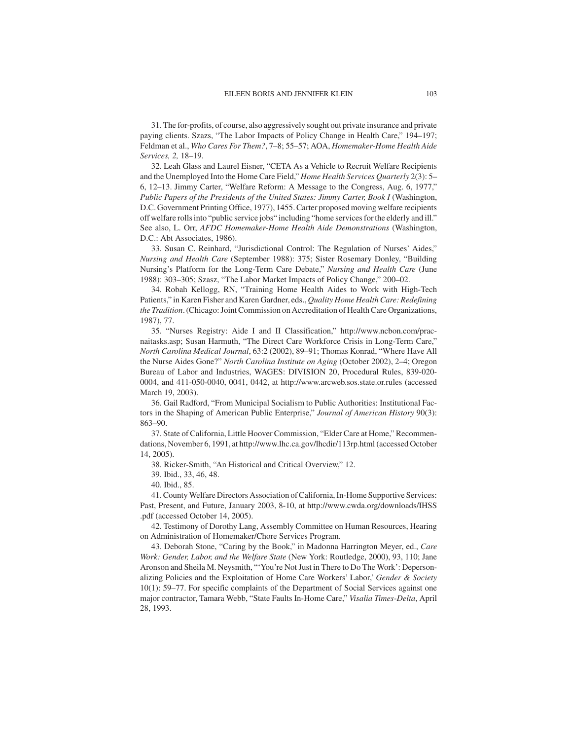31. The for-profits, of course, also aggressively sought out private insurance and private paying clients. Szazs, "The Labor Impacts of Policy Change in Health Care," 194–197; Feldman et al., *Who Cares For Them?*, 7–8; 55–57; AOA, *Homemaker-Home Health Aide Services, 2,* 18–19.

32. Leah Glass and Laurel Eisner, "CETA As a Vehicle to Recruit Welfare Recipients and the Unemployed Into the Home Care Field," *Home Health Services Quarterly* 2(3): 5–6, 12–13. Jimmy Carter, "Welfare Reform: A Message to the Congress, Aug. 6, 1977," *Public Papers of the Presidents of the United States: Jimmy Carter, Book I* (Washington, D.C. Government Printing Office, 1977), 1455. Carter proposed moving welfare recipients off welfare rolls into "public service jobs" including "home services for the elderly and ill." See also, L. Orr, *AFDC Homemaker-Home Health Aide Demonstrations* (Washington, D.C.: Abt Associates, 1986).

33. Susan C. Reinhard, "Jurisdictional Control: The Regulation of Nurses' Aides," *Nursing and Health Care* (September 1988): 375; Sister Rosemary Donley, "Building Nursing's Platform for the Long-Term Care Debate," *Nursing and Health Care* (June 1988): 303–305; Szasz, "The Labor Market Impacts of Policy Change," 200–02.

34. Robah Kellogg, RN, "Training Home Health Aides to Work with High-Tech Patients," in Karen Fisher and Karen Gardner, eds., *Quality Home Health Care: Redefining the Tradition*. (Chicago: Joint Commission on Accreditation of Health Care Organizations, 1987), 77.

35. "Nurses Registry: Aide I and II Classification," http://www.ncbon.com/pracnaitasks.asp; Susan Harmuth, "The Direct Care Workforce Crisis in Long-Term Care," *North Carolina Medical Journal*, 63:2 (2002), 89–91; Thomas Konrad, "Where Have All the Nurse Aides Gone?" *North Carolina Institute on Aging* (October 2002), 2–4; Oregon Bureau of Labor and Industries, WAGES: DIVISION 20, Procedural Rules, 839-020-0004, and 411-050-0040, 0041, 0442, at http://www.arcweb.sos.state.or.rules (accessed March 19, 2003).

36. Gail Radford, "From Municipal Socialism to Public Authorities: Institutional Factors in the Shaping of American Public Enterprise," *Journal of American History* 90(3): 863–90.

37. State of California, Little Hoover Commission, "Elder Care at Home," Recommendations, November 6, 1991, at http://www.lhc.ca.gov/lhcdir/113rp.html (accessed October 14, 2005).

38. Ricker-Smith, "An Historical and Critical Overview," 12.

39. Ibid., 33, 46, 48.

40. Ibid., 85.

41. County Welfare Directors Association of California, In-Home Supportive Services: Past, Present, and Future, January 2003, 8-10, at http://www.cwda.org/downloads/IHSS .pdf (accessed October 14, 2005).

42. Testimony of Dorothy Lang, Assembly Committee on Human Resources, Hearing on Administration of Homemaker/Chore Services Program.

43. Deborah Stone, "Caring by the Book," in Madonna Harrington Meyer, ed., *Care Work: Gender, Labor, and the Welfare State* (New York: Routledge, 2000), 93, 110; Jane Aronson and Sheila M. Neysmith, "'You're Not Just in There to Do The Work': Depersonalizing Policies and the Exploitation of Home Care Workers' Labor,' *Gender & Society* 10(1): 59–77. For specific complaints of the Department of Social Services against one major contractor, Tamara Webb, "State Faults In-Home Care," *Visalia Times-Delta*, April 28, 1993.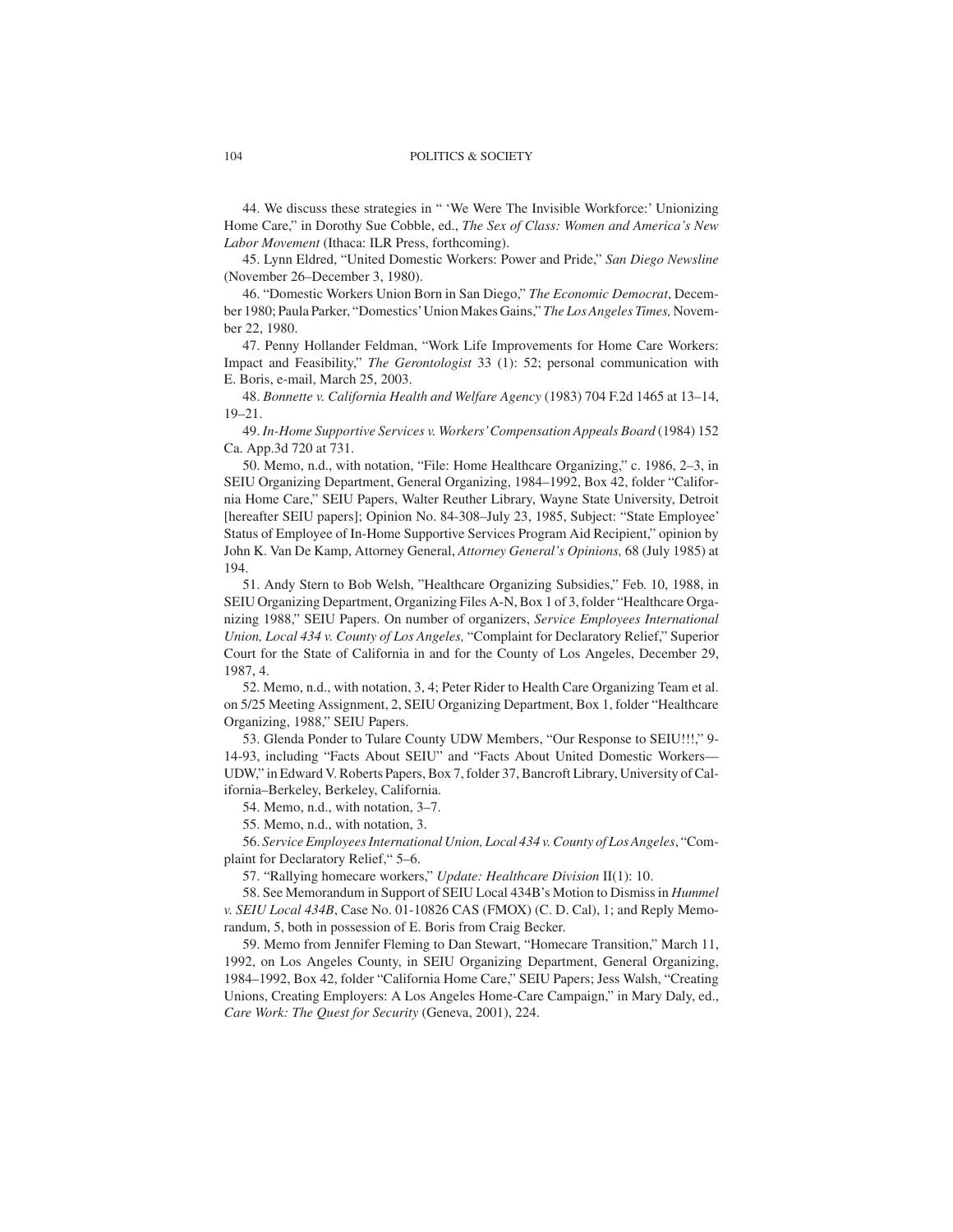44. We discuss these strategies in " 'We Were The Invisible Workforce:' Unionizing Home Care," in Dorothy Sue Cobble, ed., *The Sex of Class: Women and America's New Labor Movement* (Ithaca: ILR Press, forthcoming).

45. Lynn Eldred, "United Domestic Workers: Power and Pride," *San Diego Newsline* (November 26–December 3, 1980).

46. "Domestic Workers Union Born in San Diego," *The Economic Democrat*, December 1980; Paula Parker, "Domestics' Union Makes Gains," *The Los Angeles Times,* November 22, 1980.

47. Penny Hollander Feldman, "Work Life Improvements for Home Care Workers: Impact and Feasibility," *The Gerontologist* 33 (1): 52; personal communication with E. Boris, e-mail, March 25, 2003.

48. *Bonnette v. California Health and Welfare Agency* (1983) 704 F.2d 1465 at 13–14, 19–21.

49. *In-Home Supportive Services v. Workers' Compensation Appeals Board* (1984) 152 Ca. App.3d 720 at 731.

50. Memo, n.d., with notation, "File: Home Healthcare Organizing," c. 1986, 2–3, in SEIU Organizing Department, General Organizing, 1984–1992, Box 42, folder "California Home Care," SEIU Papers, Walter Reuther Library, Wayne State University, Detroit [hereafter SEIU papers]; Opinion No. 84-308–July 23, 1985, Subject: "State Employee' Status of Employee of In-Home Supportive Services Program Aid Recipient," opinion by John K. Van De Kamp, Attorney General, *Attorney General's Opinions,* 68 (July 1985) at 194.

51. Andy Stern to Bob Welsh, "Healthcare Organizing Subsidies," Feb. 10, 1988, in SEIU Organizing Department, Organizing Files A-N, Box 1 of 3, folder "Healthcare Organizing 1988," SEIU Papers. On number of organizers, *Service Employees International Union, Local 434 v. County of Los Angeles,* "Complaint for Declaratory Relief," Superior Court for the State of California in and for the County of Los Angeles, December 29, 1987, 4.

52. Memo, n.d., with notation, 3, 4; Peter Rider to Health Care Organizing Team et al. on 5/25 Meeting Assignment, 2, SEIU Organizing Department, Box 1, folder "Healthcare Organizing, 1988," SEIU Papers.

53. Glenda Ponder to Tulare County UDW Members, "Our Response to SEIU!!!," 9-14-93, including "Facts About SEIU" and "Facts About United Domestic Workers—UDW," in Edward V. Roberts Papers, Box 7, folder 37, Bancroft Library, University of California–Berkeley, Berkeley, California.

54. Memo, n.d., with notation, 3–7.

55. Memo, n.d., with notation, 3.

56. *Service Employees International Union, Local 434 v. County of Los Angeles*, "Complaint for Declaratory Relief," 5–6.

57. "Rallying homecare workers," *Update: Healthcare Division* II(1): 10.

58. See Memorandum in Support of SEIU Local 434B's Motion to Dismiss in *Hummel v. SEIU Local 434B*, Case No. 01-10826 CAS (FMOX) (C. D. Cal), 1; and Reply Memorandum, 5, both in possession of E. Boris from Craig Becker.

59. Memo from Jennifer Fleming to Dan Stewart, "Homecare Transition," March 11, 1992, on Los Angeles County, in SEIU Organizing Department, General Organizing, 1984–1992, Box 42, folder "California Home Care," SEIU Papers; Jess Walsh, "Creating Unions, Creating Employers: A Los Angeles Home-Care Campaign," in Mary Daly, ed., *Care Work: The Quest for Security* (Geneva, 2001), 224.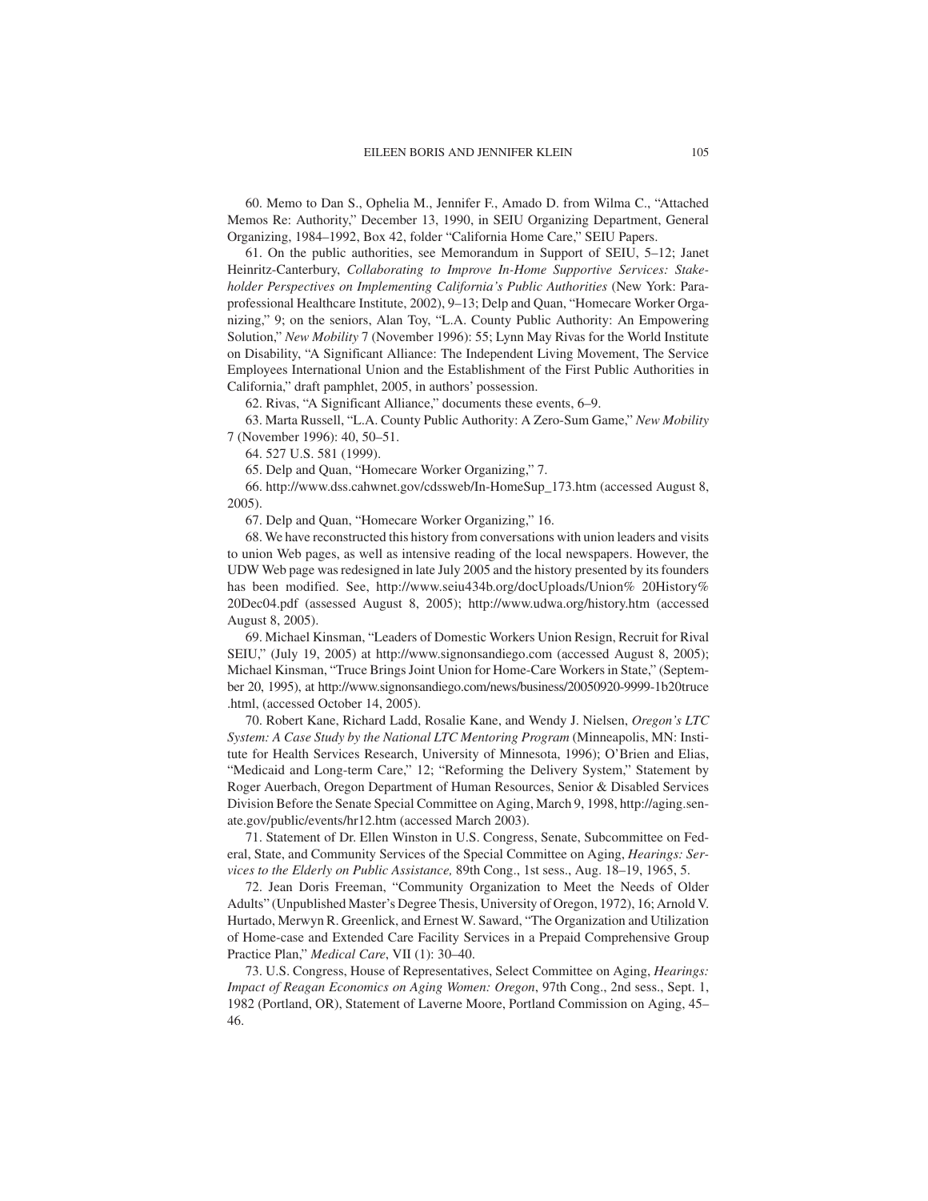60. Memo to Dan S., Ophelia M., Jennifer F., Amado D. from Wilma C., "Attached Memos Re: Authority," December 13, 1990, in SEIU Organizing Department, General Organizing, 1984–1992, Box 42, folder "California Home Care," SEIU Papers.

61. On the public authorities, see Memorandum in Support of SEIU, 5–12; Janet Heinritz-Canterbury, *Collaborating to Improve In-Home Supportive Services: Stakeholder Perspectives on Implementing California's Public Authorities* (New York: Paraprofessional Healthcare Institute, 2002), 9–13; Delp and Quan, "Homecare Worker Organizing," 9; on the seniors, Alan Toy, "L.A. County Public Authority: An Empowering Solution," *New Mobility* 7 (November 1996): 55; Lynn May Rivas for the World Institute on Disability, "A Significant Alliance: The Independent Living Movement, The Service Employees International Union and the Establishment of the First Public Authorities in California," draft pamphlet, 2005, in authors' possession.

62. Rivas, "A Significant Alliance," documents these events, 6–9.

63. Marta Russell, "L.A. County Public Authority: A Zero-Sum Game," *New Mobility* 7 (November 1996): 40, 50–51.

64. 527 U.S. 581 (1999).

65. Delp and Quan, "Homecare Worker Organizing," 7.

66. http://www.dss.cahwnet.gov/cdssweb/In-HomeSup_173.htm (accessed August 8, 2005).

67. Delp and Quan, "Homecare Worker Organizing," 16.

68. We have reconstructed this history from conversations with union leaders and visits to union Web pages, as well as intensive reading of the local newspapers. However, the UDW Web page was redesigned in late July 2005 and the history presented by its founders has been modified. See, http://www.seiu434b.org/docUploads/Union% 20History% 20Dec04.pdf (assessed August 8, 2005); http://www.udwa.org/history.htm (accessed August 8, 2005).

69. Michael Kinsman, "Leaders of Domestic Workers Union Resign, Recruit for Rival SEIU," (July 19, 2005) at http://www.signonsandiego.com (accessed August 8, 2005); Michael Kinsman, "Truce Brings Joint Union for Home-Care Workers in State," (September 20, 1995), at http://www.signonsandiego.com/news/business/20050920-9999-1b20truce .html, (accessed October 14, 2005).

70. Robert Kane, Richard Ladd, Rosalie Kane, and Wendy J. Nielsen, *Oregon's LTC System: A Case Study by the National LTC Mentoring Program* (Minneapolis, MN: Institute for Health Services Research, University of Minnesota, 1996); O'Brien and Elias, "Medicaid and Long-term Care," 12; "Reforming the Delivery System," Statement by Roger Auerbach, Oregon Department of Human Resources, Senior & Disabled Services Division Before the Senate Special Committee on Aging, March 9, 1998, http://aging.senate.gov/public/events/hr12.htm (accessed March 2003).

71. Statement of Dr. Ellen Winston in U.S. Congress, Senate, Subcommittee on Federal, State, and Community Services of the Special Committee on Aging, *Hearings: Services to the Elderly on Public Assistance,* 89th Cong., 1st sess., Aug. 18–19, 1965, 5.

72. Jean Doris Freeman, "Community Organization to Meet the Needs of Older Adults" (Unpublished Master's Degree Thesis, University of Oregon, 1972), 16; Arnold V. Hurtado, Merwyn R. Greenlick, and Ernest W. Saward, "The Organization and Utilization of Home-case and Extended Care Facility Services in a Prepaid Comprehensive Group Practice Plan," *Medical Care*, VII (1): 30–40.

73. U.S. Congress, House of Representatives, Select Committee on Aging, *Hearings: Impact of Reagan Economics on Aging Women: Oregon*, 97th Cong., 2nd sess., Sept. 1, 1982 (Portland, OR), Statement of Laverne Moore, Portland Commission on Aging, 45–46.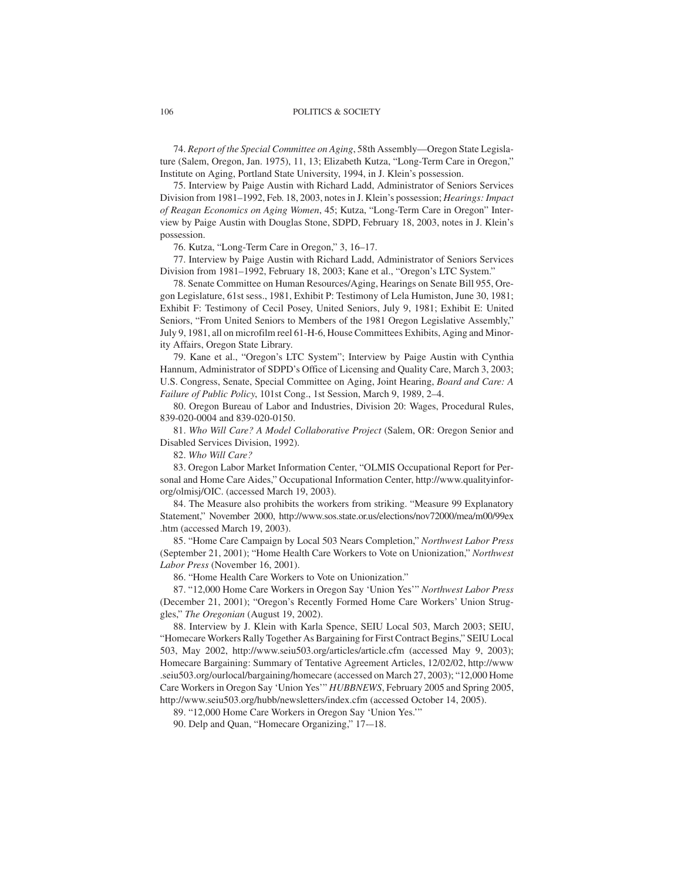74. *Report of the Special Committee on Aging*, 58th Assembly—Oregon State Legislature (Salem, Oregon, Jan. 1975), 11, 13; Elizabeth Kutza, "Long-Term Care in Oregon," Institute on Aging, Portland State University, 1994, in J. Klein's possession.

75. Interview by Paige Austin with Richard Ladd, Administrator of Seniors Services Division from 1981–1992, Feb. 18, 2003, notes in J. Klein's possession; *Hearings: Impact of Reagan Economics on Aging Women*, 45; Kutza, "Long-Term Care in Oregon" Interview by Paige Austin with Douglas Stone, SDPD, February 18, 2003, notes in J. Klein's possession.

76. Kutza, "Long-Term Care in Oregon," 3, 16–17.

77. Interview by Paige Austin with Richard Ladd, Administrator of Seniors Services Division from 1981–1992, February 18, 2003; Kane et al., "Oregon's LTC System."

78. Senate Committee on Human Resources/Aging, Hearings on Senate Bill 955, Oregon Legislature, 61st sess., 1981, Exhibit P: Testimony of Lela Humiston, June 30, 1981; Exhibit F: Testimony of Cecil Posey, United Seniors, July 9, 1981; Exhibit E: United Seniors, "From United Seniors to Members of the 1981 Oregon Legislative Assembly," July 9, 1981, all on microfilm reel 61-H-6, House Committees Exhibits, Aging and Minority Affairs, Oregon State Library.

79. Kane et al., "Oregon's LTC System"; Interview by Paige Austin with Cynthia Hannum, Administrator of SDPD's Office of Licensing and Quality Care, March 3, 2003; U.S. Congress, Senate, Special Committee on Aging, Joint Hearing, *Board and Care: A Failure of Public Policy*, 101st Cong., 1st Session, March 9, 1989, 2–4.

80. Oregon Bureau of Labor and Industries, Division 20: Wages, Procedural Rules, 839-020-0004 and 839-020-0150.

81. *Who Will Care? A Model Collaborative Project* (Salem, OR: Oregon Senior and Disabled Services Division, 1992).

82. *Who Will Care?*

83. Oregon Labor Market Information Center, "OLMIS Occupational Report for Personal and Home Care Aides," Occupational Information Center, http://www.qualityinfororg/olmisj/OIC. (accessed March 19, 2003).

84. The Measure also prohibits the workers from striking. "Measure 99 Explanatory Statement," November 2000, http://www.sos.state.or.us/elections/nov72000/mea/m00/99ex.htm (accessed March 19, 2003).

85. "Home Care Campaign by Local 503 Nears Completion," *Northwest Labor Press* (September 21, 2001); "Home Health Care Workers to Vote on Unionization," *Northwest Labor Press* (November 16, 2001).

86. "Home Health Care Workers to Vote on Unionization."

87. "12,000 Home Care Workers in Oregon Say 'Union Yes'" *Northwest Labor Press* (December 21, 2001); "Oregon's Recently Formed Home Care Workers' Union Struggles," *The Oregonian* (August 19, 2002).

88. Interview by J. Klein with Karla Spence, SEIU Local 503, March 2003; SEIU, "Homecare Workers Rally Together As Bargaining for First Contract Begins," SEIU Local 503, May 2002, http://www.seiu503.org/articles/article.cfm (accessed May 9, 2003); Homecare Bargaining: Summary of Tentative Agreement Articles, 12/02/02, http://www.seiu503.org/ourlocal/bargaining/homecare (accessed on March 27, 2003); "12,000 Home Care Workers in Oregon Say 'Union Yes'" *HUBBNEWS*, February 2005 and Spring 2005, http://www.seiu503.org/hubb/newsletters/index.cfm (accessed October 14, 2005).

89. "12,000 Home Care Workers in Oregon Say 'Union Yes.'"

90. Delp and Quan, "Homecare Organizing," 17—18.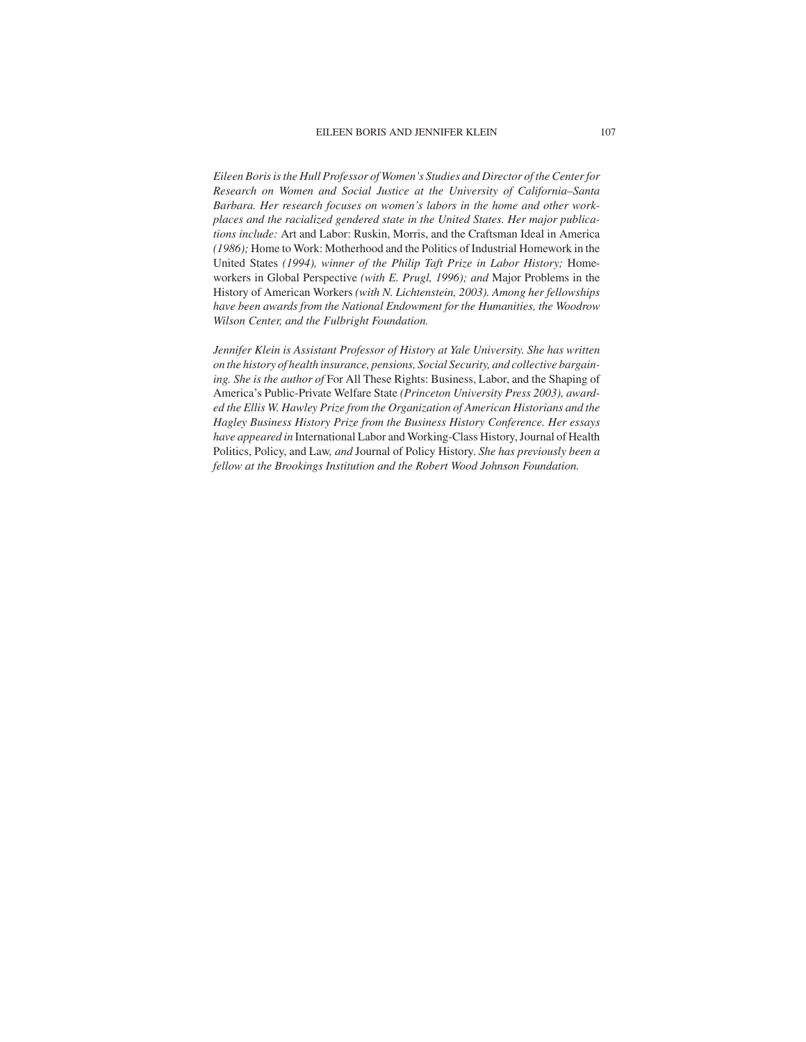*Eileen Boris is the Hull Professor of Women's Studies and Director of the Center for Research on Women and Social Justice at the University of California–Santa Barbara. Her research focuses on women's labors in the home and other workplaces and the racialized gendered state in the United States. Her major publications include:* Art and Labor: Ruskin, Morris, and the Craftsman Ideal in America *(1986);* Home to Work: Motherhood and the Politics of Industrial Homework in the United States *(1994), winner of the Philip Taft Prize in Labor History;* Homeworkers in Global Perspective *(with E. Prugl, 1996); and* Major Problems in the History of American Workers *(with N. Lichtenstein, 2003). Among her fellowships have been awards from the National Endowment for the Humanities, the Woodrow Wilson Center, and the Fulbright Foundation.*

*Jennifer Klein is Assistant Professor of History at Yale University. She has written on the history of health insurance, pensions, Social Security, and collective bargaining. She is the author of* For All These Rights: Business, Labor, and the Shaping of America's Public-Private Welfare State *(Princeton University Press 2003), awarded the Ellis W. Hawley Prize from the Organization of American Historians and the Hagley Business History Prize from the Business History Conference. Her essays have appeared in* International Labor and Working-Class History, Journal of Health Politics, Policy, and Law, *and* Journal of Policy History. *She has previously been a fellow at the Brookings Institution and the Robert Wood Johnson Foundation.*